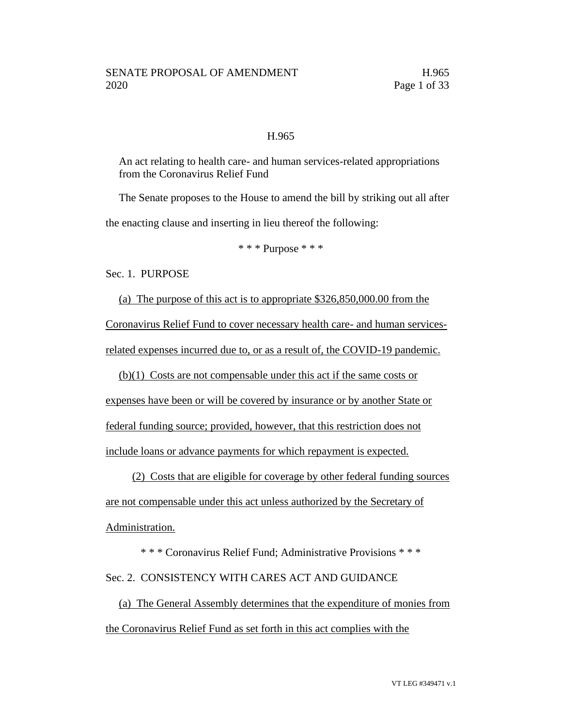H.965

An act relating to health care- and human services-related appropriations from the Coronavirus Relief Fund

The Senate proposes to the House to amend the bill by striking out all after the enacting clause and inserting in lieu thereof the following:

\* \* \* Purpose \* \* \*

Sec. 1. PURPOSE

(a) The purpose of this act is to appropriate $326,850,000.00 from the Coronavirus Relief Fund to cover necessary health care- and human services-related expenses incurred due to, or as a result of, the COVID-19 pandemic.

(b)(1) Costs are not compensable under this act if the same costs or expenses have been or will be covered by insurance or by another State or federal funding source; provided, however, that this restriction does not include loans or advance payments for which repayment is expected.

(2) Costs that are eligible for coverage by other federal funding sources are not compensable under this act unless authorized by the Secretary of Administration.

\* \* \* Coronavirus Relief Fund; Administrative Provisions \* \* \*

Sec. 2. CONSISTENCY WITH CARES ACT AND GUIDANCE

(a) The General Assembly determines that the expenditure of monies from the Coronavirus Relief Fund as set forth in this act complies with the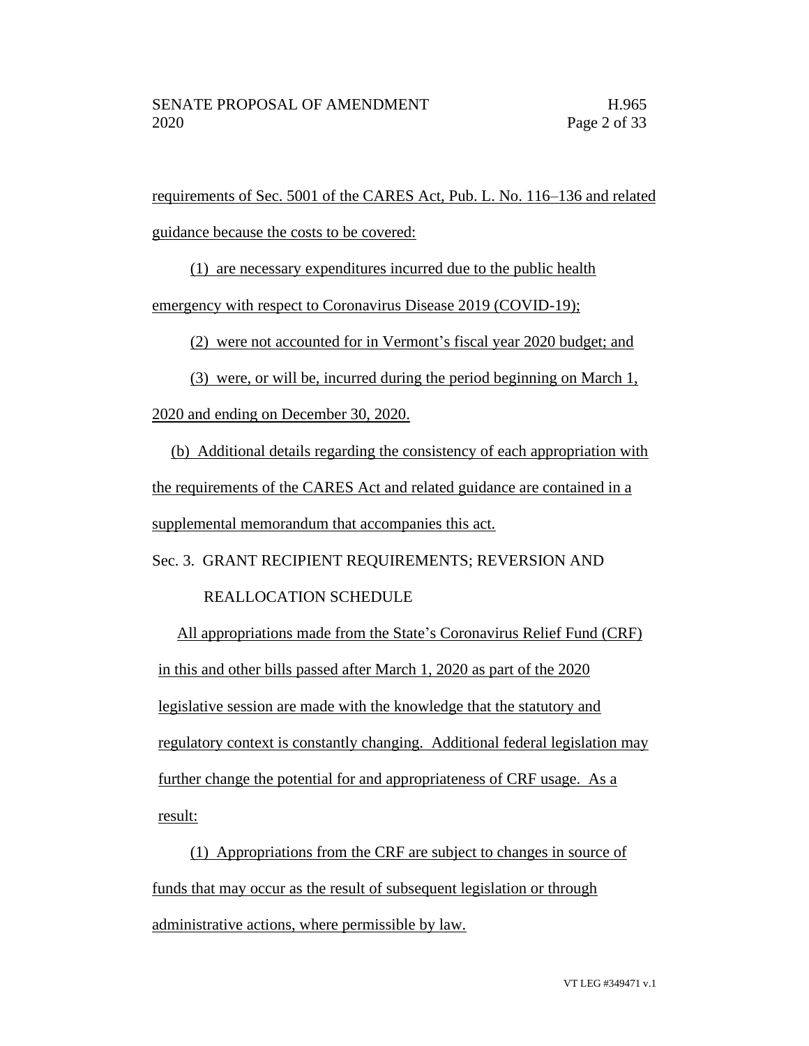requirements of Sec. 5001 of the CARES Act, Pub. L. No. 116–136 and related guidance because the costs to be covered:

(1) are necessary expenditures incurred due to the public health emergency with respect to Coronavirus Disease 2019 (COVID-19);

(2) were not accounted for in Vermont's fiscal year 2020 budget; and

(3) were, or will be, incurred during the period beginning on March 1, 2020 and ending on December 30, 2020.

(b) Additional details regarding the consistency of each appropriation with the requirements of the CARES Act and related guidance are contained in a supplemental memorandum that accompanies this act.

Sec. 3. GRANT RECIPIENT REQUIREMENTS; REVERSION AND REALLOCATION SCHEDULE

All appropriations made from the State's Coronavirus Relief Fund (CRF) in this and other bills passed after March 1, 2020 as part of the 2020 legislative session are made with the knowledge that the statutory and regulatory context is constantly changing. Additional federal legislation may further change the potential for and appropriateness of CRF usage. As a result:

(1) Appropriations from the CRF are subject to changes in source of funds that may occur as the result of subsequent legislation or through administrative actions, where permissible by law.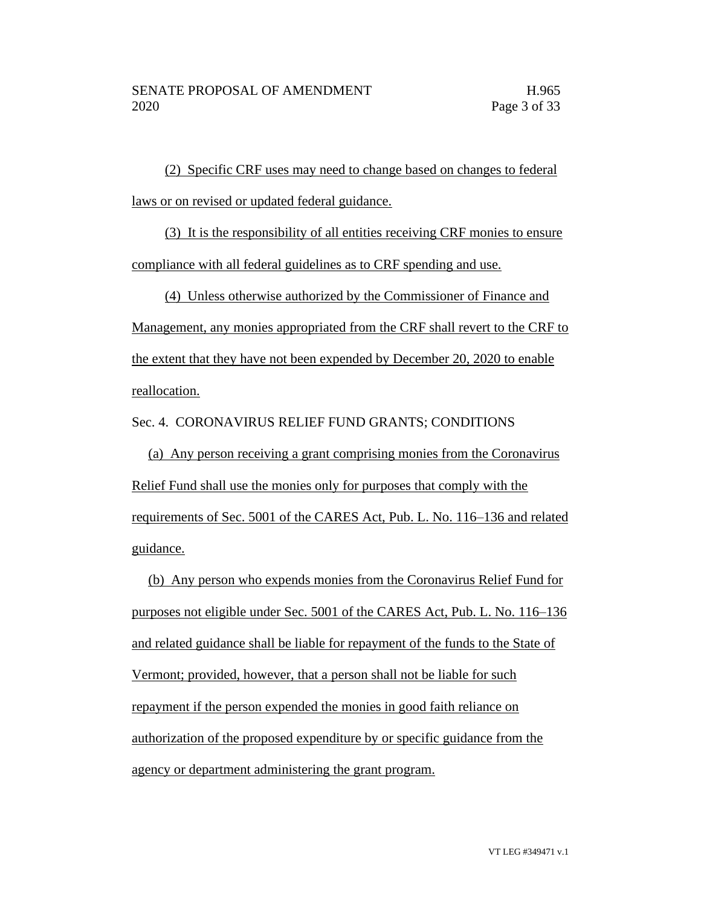(2) Specific CRF uses may need to change based on changes to federal laws or on revised or updated federal guidance.

(3) It is the responsibility of all entities receiving CRF monies to ensure compliance with all federal guidelines as to CRF spending and use.

(4) Unless otherwise authorized by the Commissioner of Finance and Management, any monies appropriated from the CRF shall revert to the CRF to the extent that they have not been expended by December 20, 2020 to enable reallocation.

Sec. 4. CORONAVIRUS RELIEF FUND GRANTS; CONDITIONS

(a) Any person receiving a grant comprising monies from the Coronavirus Relief Fund shall use the monies only for purposes that comply with the requirements of Sec. 5001 of the CARES Act, Pub. L. No. 116–136 and related guidance.

(b) Any person who expends monies from the Coronavirus Relief Fund for purposes not eligible under Sec. 5001 of the CARES Act, Pub. L. No. 116–136 and related guidance shall be liable for repayment of the funds to the State of Vermont; provided, however, that a person shall not be liable for such repayment if the person expended the monies in good faith reliance on authorization of the proposed expenditure by or specific guidance from the agency or department administering the grant program.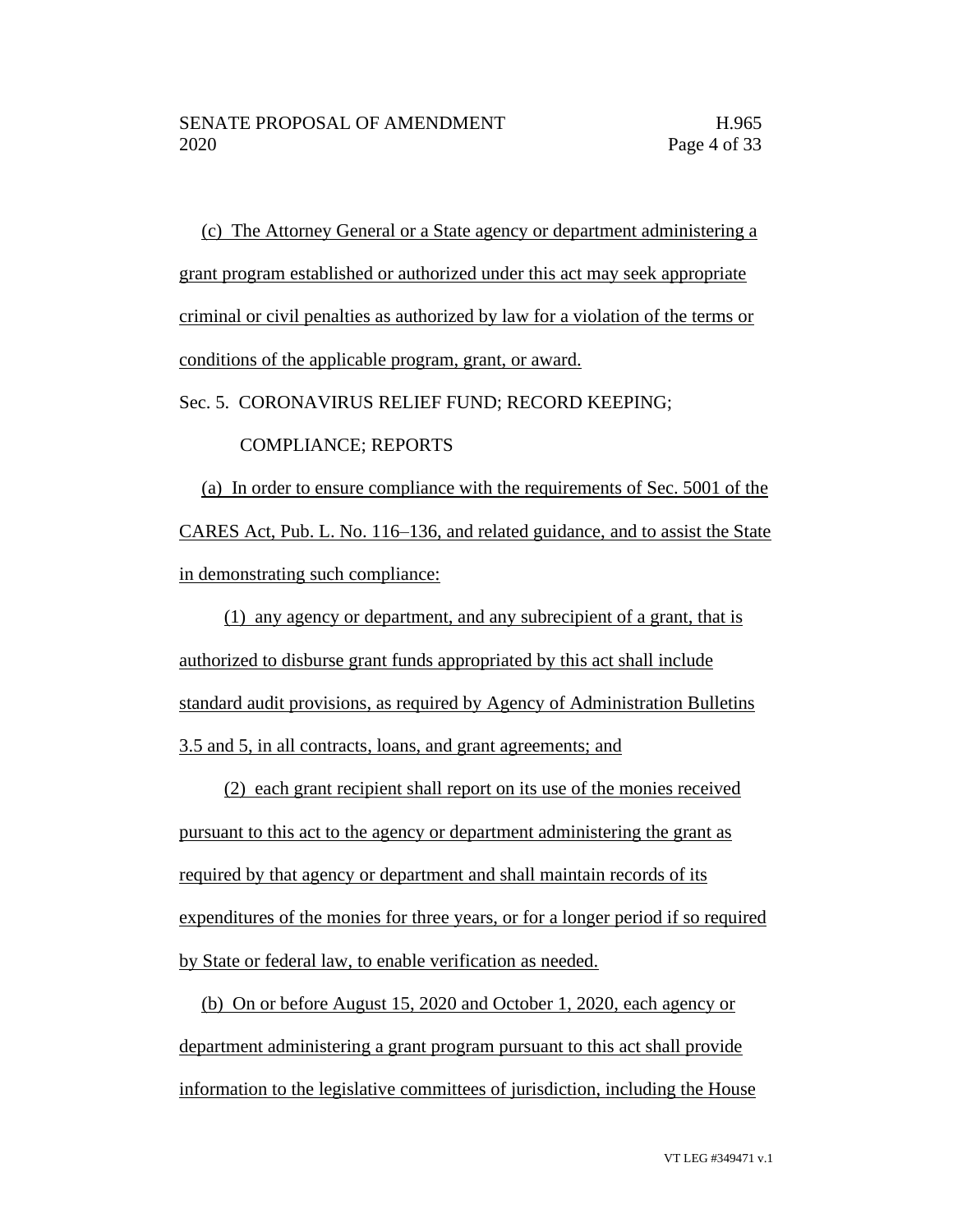(c) The Attorney General or a State agency or department administering a grant program established or authorized under this act may seek appropriate criminal or civil penalties as authorized by law for a violation of the terms or conditions of the applicable program, grant, or award.

Sec. 5. CORONAVIRUS RELIEF FUND; RECORD KEEPING; COMPLIANCE; REPORTS

(a) In order to ensure compliance with the requirements of Sec. 5001 of the CARES Act, Pub. L. No. 116–136, and related guidance, and to assist the State in demonstrating such compliance:

(1) any agency or department, and any subrecipient of a grant, that is authorized to disburse grant funds appropriated by this act shall include standard audit provisions, as required by Agency of Administration Bulletins 3.5 and 5, in all contracts, loans, and grant agreements; and

(2) each grant recipient shall report on its use of the monies received pursuant to this act to the agency or department administering the grant as required by that agency or department and shall maintain records of its expenditures of the monies for three years, or for a longer period if so required by State or federal law, to enable verification as needed.

(b) On or before August 15, 2020 and October 1, 2020, each agency or department administering a grant program pursuant to this act shall provide information to the legislative committees of jurisdiction, including the House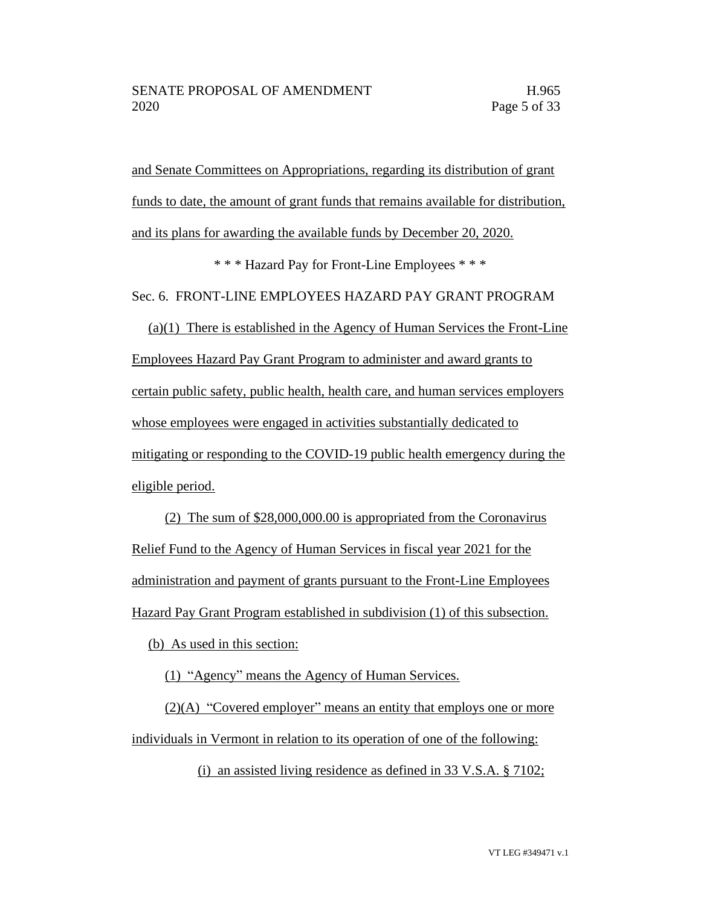and Senate Committees on Appropriations, regarding its distribution of grant funds to date, the amount of grant funds that remains available for distribution, and its plans for awarding the available funds by December 20, 2020.

\* \* \* Hazard Pay for Front-Line Employees \* \* \*

Sec. 6. FRONT-LINE EMPLOYEES HAZARD PAY GRANT PROGRAM

(a)(1) There is established in the Agency of Human Services the Front-Line Employees Hazard Pay Grant Program to administer and award grants to certain public safety, public health, health care, and human services employers whose employees were engaged in activities substantially dedicated to mitigating or responding to the COVID-19 public health emergency during the eligible period.

(2) The sum of $28,000,000.00 is appropriated from the Coronavirus Relief Fund to the Agency of Human Services in fiscal year 2021 for the administration and payment of grants pursuant to the Front-Line Employees Hazard Pay Grant Program established in subdivision (1) of this subsection.

(b) As used in this section:

(1) "Agency" means the Agency of Human Services.

(2)(A) "Covered employer" means an entity that employs one or more individuals in Vermont in relation to its operation of one of the following:

(i) an assisted living residence as defined in 33 V.S.A. § 7102;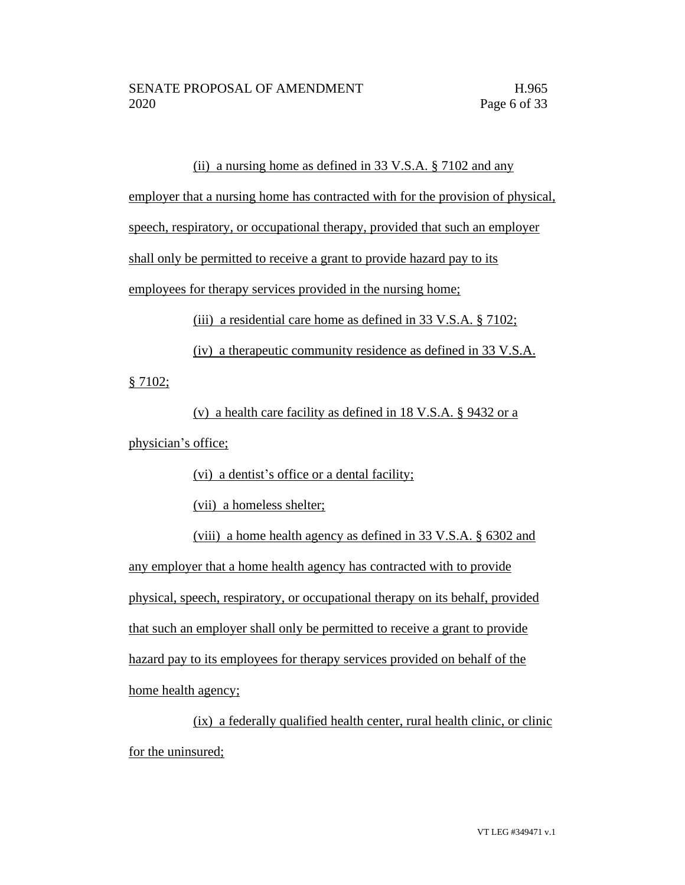(ii) a nursing home as defined in 33 V.S.A. § 7102 and any employer that a nursing home has contracted with for the provision of physical, speech, respiratory, or occupational therapy, provided that such an employer shall only be permitted to receive a grant to provide hazard pay to its employees for therapy services provided in the nursing home;

(iii) a residential care home as defined in 33 V.S.A. § 7102;

(iv) a therapeutic community residence as defined in 33 V.S.A. § 7102;

(v) a health care facility as defined in 18 V.S.A. § 9432 or a physician's office;

(vi) a dentist's office or a dental facility;

(vii) a homeless shelter;

(viii) a home health agency as defined in 33 V.S.A. § 6302 and any employer that a home health agency has contracted with to provide physical, speech, respiratory, or occupational therapy on its behalf, provided that such an employer shall only be permitted to receive a grant to provide hazard pay to its employees for therapy services provided on behalf of the home health agency;

(ix) a federally qualified health center, rural health clinic, or clinic for the uninsured;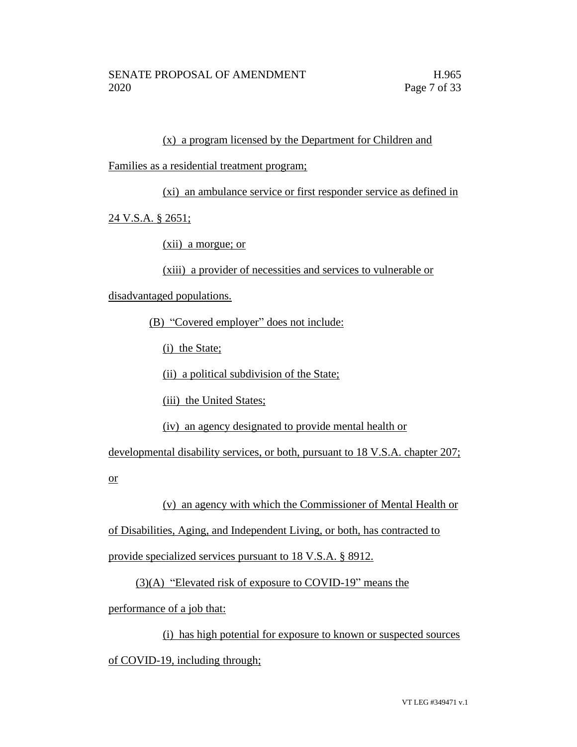(x) a program licensed by the Department for Children and Families as a residential treatment program;

(xi) an ambulance service or first responder service as defined in 24 V.S.A. § 2651;

(xii) a morgue; or

(xiii) a provider of necessities and services to vulnerable or disadvantaged populations.

(B) "Covered employer" does not include:

(i) the State;

(ii) a political subdivision of the State;

(iii) the United States;

(iv) an agency designated to provide mental health or developmental disability services, or both, pursuant to 18 V.S.A. chapter 207; or

(v) an agency with which the Commissioner of Mental Health or of Disabilities, Aging, and Independent Living, or both, has contracted to provide specialized services pursuant to 18 V.S.A. § 8912.

(3)(A) "Elevated risk of exposure to COVID-19" means the performance of a job that:

(i) has high potential for exposure to known or suspected sources of COVID-19, including through;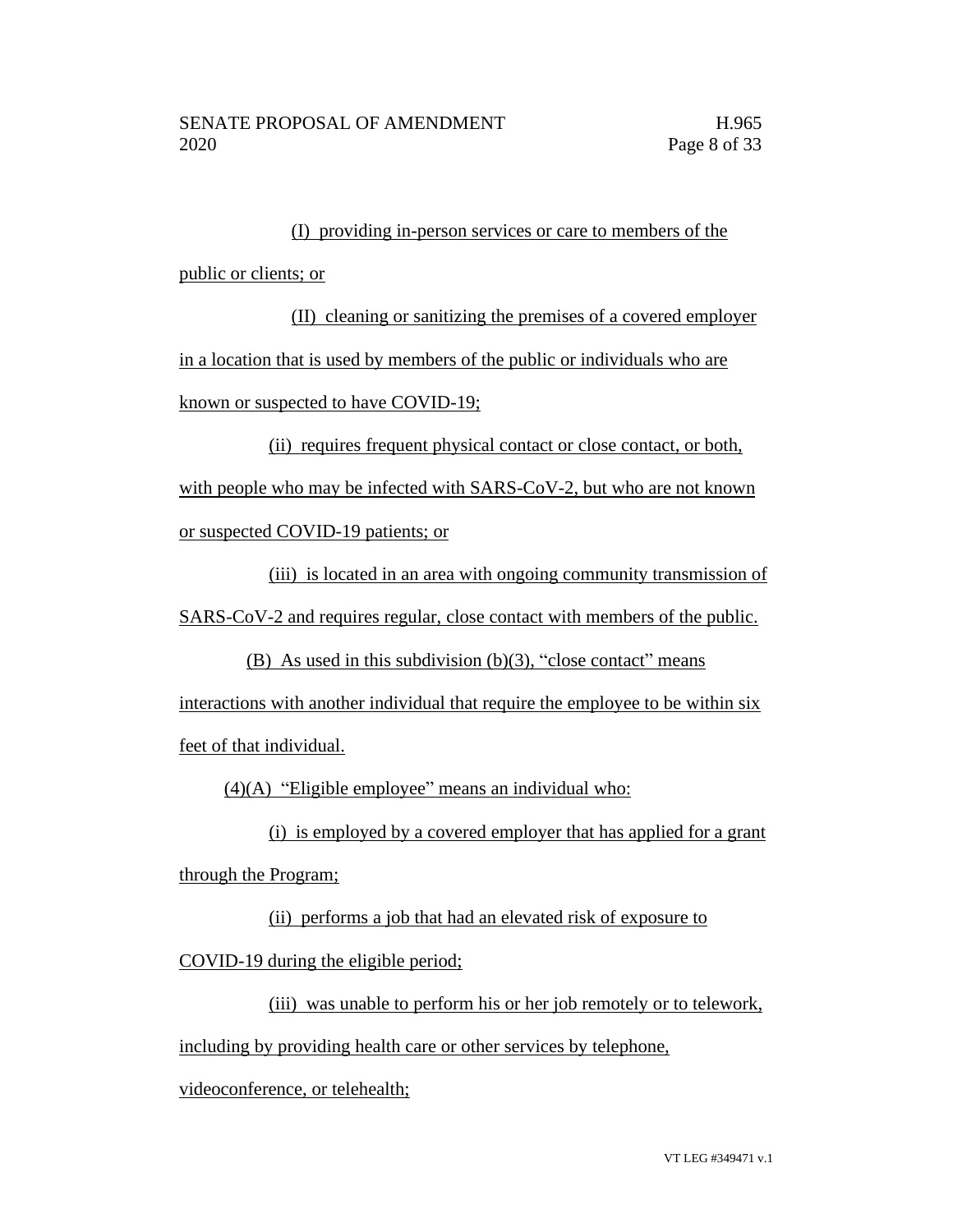(I) providing in-person services or care to members of the public or clients; or

(II) cleaning or sanitizing the premises of a covered employer in a location that is used by members of the public or individuals who are known or suspected to have COVID-19;

(ii) requires frequent physical contact or close contact, or both, with people who may be infected with SARS-CoV-2, but who are not known or suspected COVID-19 patients; or

(iii) is located in an area with ongoing community transmission of SARS-CoV-2 and requires regular, close contact with members of the public.

(B) As used in this subdivision (b)(3), "close contact" means interactions with another individual that require the employee to be within six feet of that individual.

(4)(A) "Eligible employee" means an individual who:

(i) is employed by a covered employer that has applied for a grant through the Program;

(ii) performs a job that had an elevated risk of exposure to COVID-19 during the eligible period;

(iii) was unable to perform his or her job remotely or to telework, including by providing health care or other services by telephone, videoconference, or telehealth;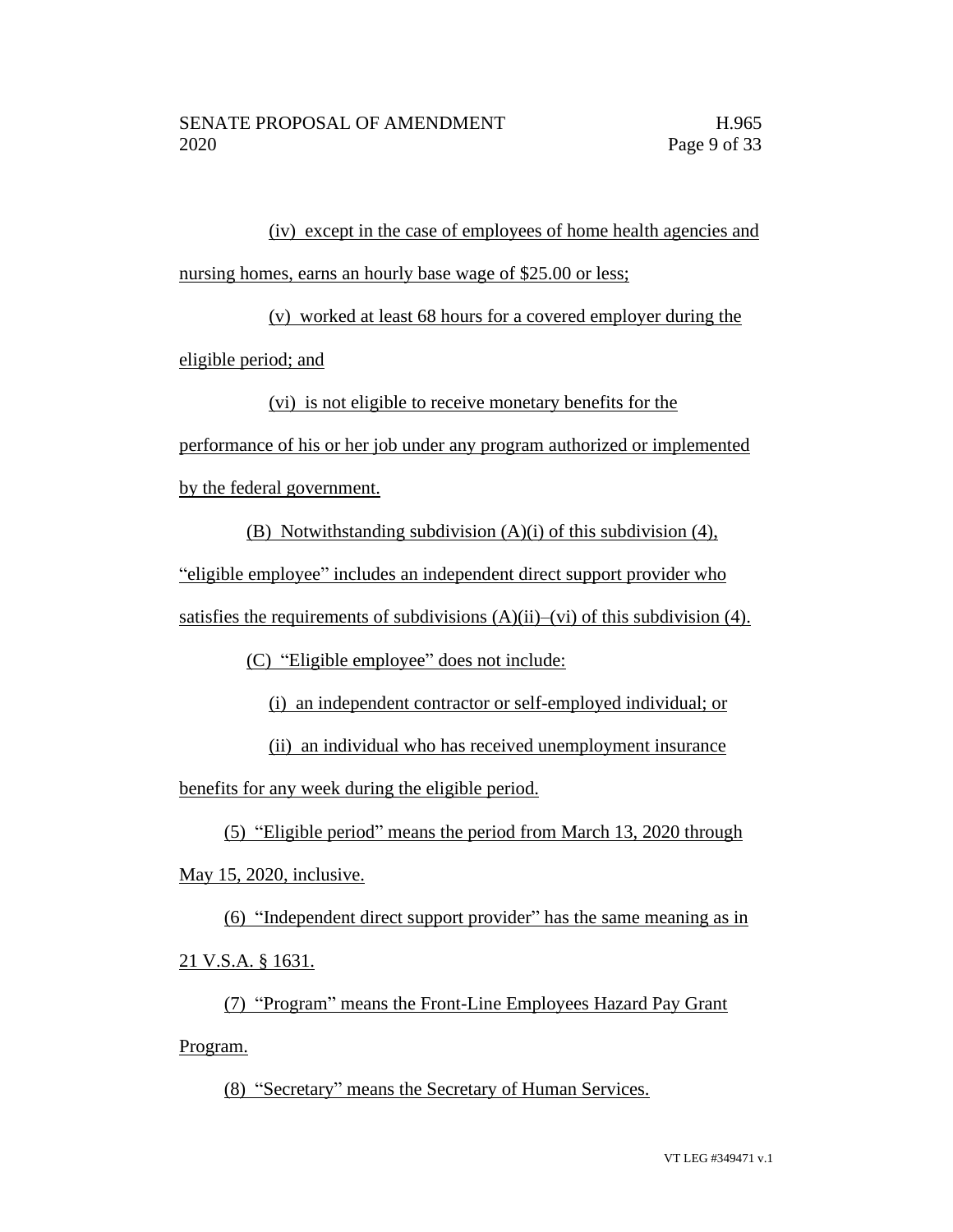(iv) except in the case of employees of home health agencies and nursing homes, earns an hourly base wage of $25.00 or less;

(v) worked at least 68 hours for a covered employer during the eligible period; and

(vi) is not eligible to receive monetary benefits for the performance of his or her job under any program authorized or implemented by the federal government.

(B) Notwithstanding subdivision (A)(i) of this subdivision (4), "eligible employee" includes an independent direct support provider who satisfies the requirements of subdivisions (A)(ii)–(vi) of this subdivision (4).

(C) "Eligible employee" does not include:

(i) an independent contractor or self-employed individual; or

(ii) an individual who has received unemployment insurance benefits for any week during the eligible period.

(5) "Eligible period" means the period from March 13, 2020 through May 15, 2020, inclusive.

(6) "Independent direct support provider" has the same meaning as in 21 V.S.A. § 1631.

(7) "Program" means the Front-Line Employees Hazard Pay Grant Program.

(8) "Secretary" means the Secretary of Human Services.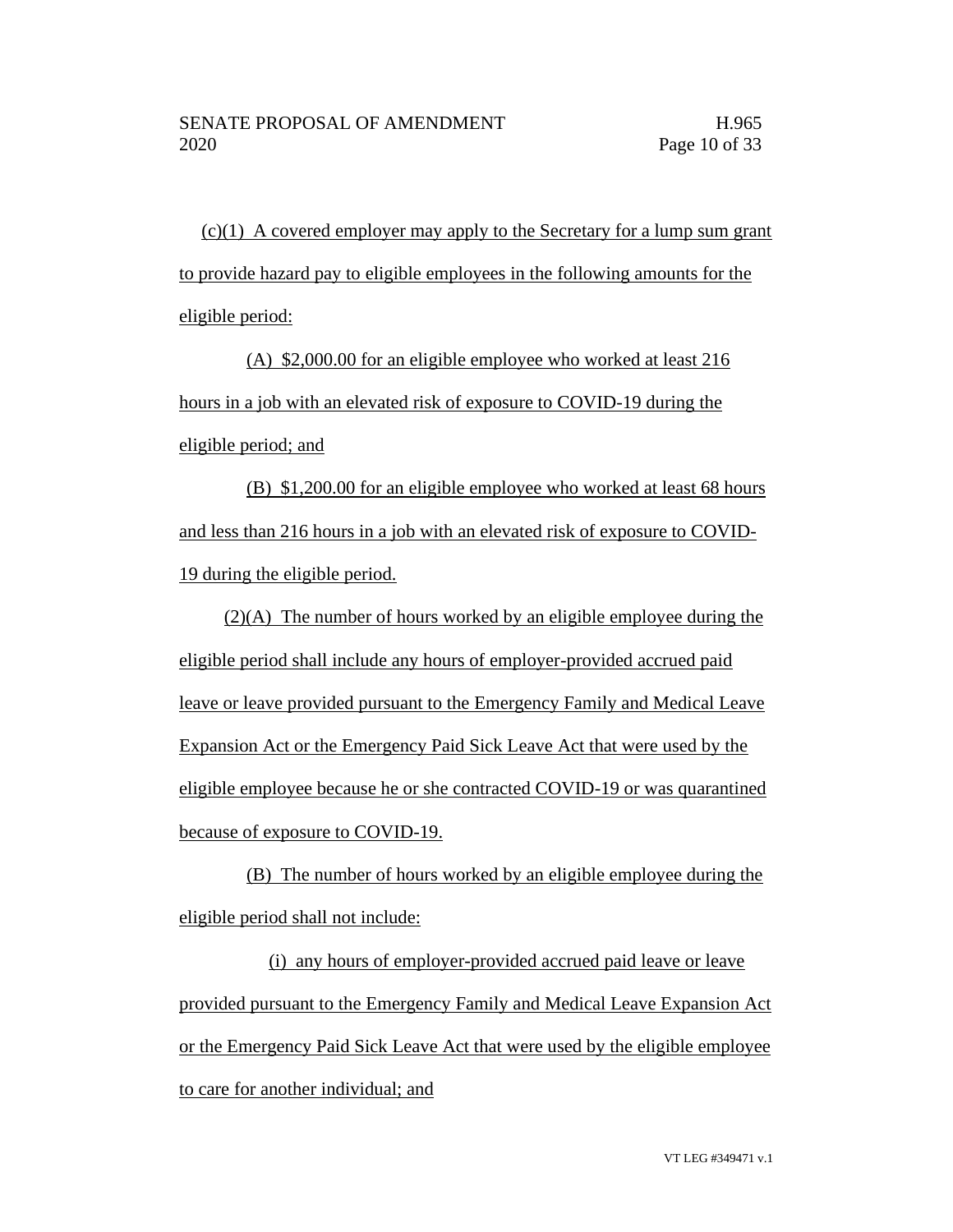(c)(1) A covered employer may apply to the Secretary for a lump sum grant to provide hazard pay to eligible employees in the following amounts for the eligible period:

(A) $2,000.00 for an eligible employee who worked at least 216 hours in a job with an elevated risk of exposure to COVID-19 during the eligible period; and

(B) $1,200.00 for an eligible employee who worked at least 68 hours and less than 216 hours in a job with an elevated risk of exposure to COVID-19 during the eligible period.

(2)(A) The number of hours worked by an eligible employee during the eligible period shall include any hours of employer-provided accrued paid leave or leave provided pursuant to the Emergency Family and Medical Leave Expansion Act or the Emergency Paid Sick Leave Act that were used by the eligible employee because he or she contracted COVID-19 or was quarantined because of exposure to COVID-19.

(B) The number of hours worked by an eligible employee during the eligible period shall not include:

(i) any hours of employer-provided accrued paid leave or leave provided pursuant to the Emergency Family and Medical Leave Expansion Act or the Emergency Paid Sick Leave Act that were used by the eligible employee to care for another individual; and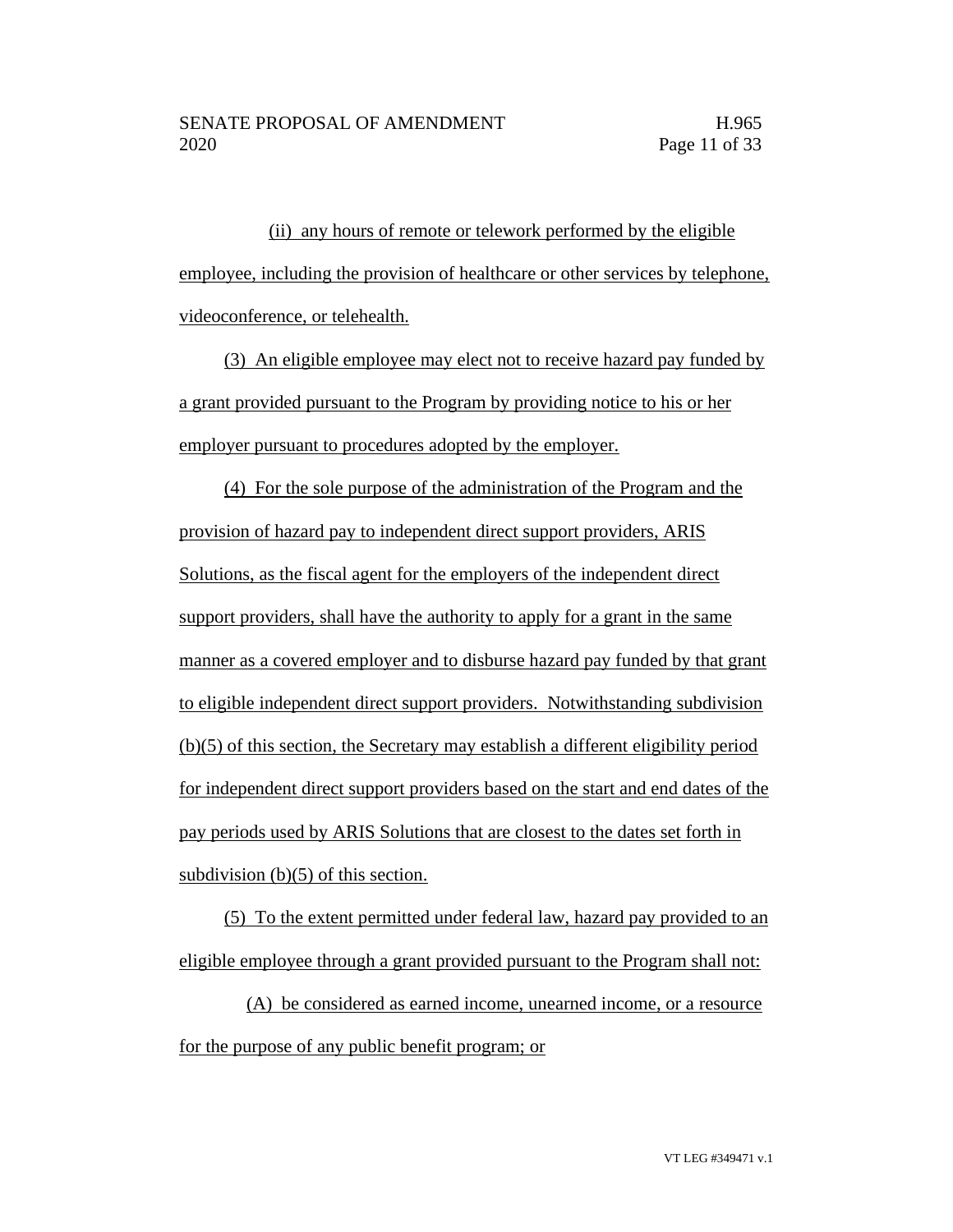(ii) any hours of remote or telework performed by the eligible employee, including the provision of healthcare or other services by telephone, videoconference, or telehealth.

(3) An eligible employee may elect not to receive hazard pay funded by a grant provided pursuant to the Program by providing notice to his or her employer pursuant to procedures adopted by the employer.

(4) For the sole purpose of the administration of the Program and the provision of hazard pay to independent direct support providers, ARIS Solutions, as the fiscal agent for the employers of the independent direct support providers, shall have the authority to apply for a grant in the same manner as a covered employer and to disburse hazard pay funded by that grant to eligible independent direct support providers. Notwithstanding subdivision (b)(5) of this section, the Secretary may establish a different eligibility period for independent direct support providers based on the start and end dates of the pay periods used by ARIS Solutions that are closest to the dates set forth in subdivision (b)(5) of this section.

(5) To the extent permitted under federal law, hazard pay provided to an eligible employee through a grant provided pursuant to the Program shall not:

(A) be considered as earned income, unearned income, or a resource for the purpose of any public benefit program; or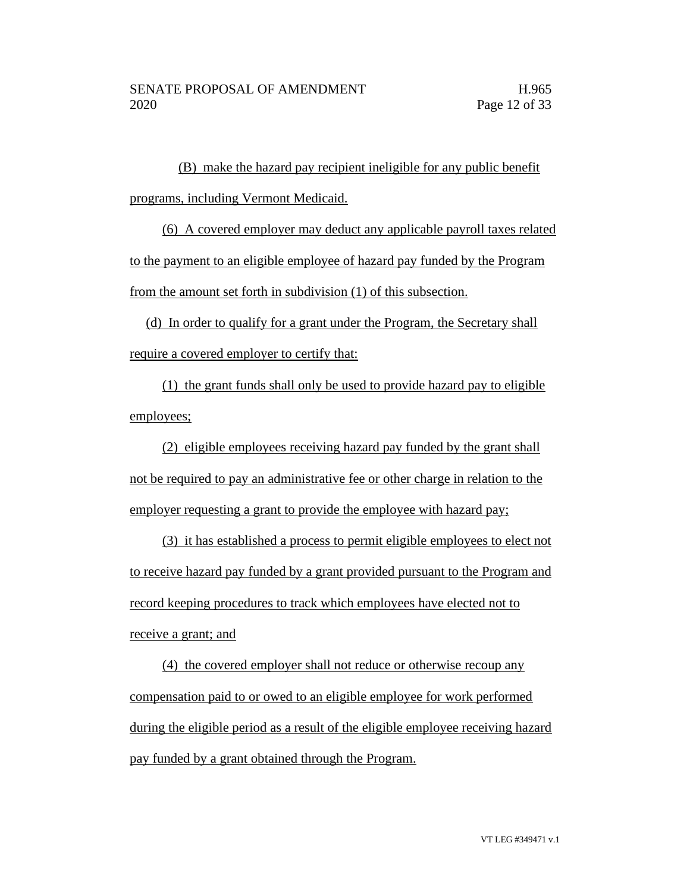(B) make the hazard pay recipient ineligible for any public benefit programs, including Vermont Medicaid.

(6) A covered employer may deduct any applicable payroll taxes related to the payment to an eligible employee of hazard pay funded by the Program from the amount set forth in subdivision (1) of this subsection.

(d) In order to qualify for a grant under the Program, the Secretary shall require a covered employer to certify that:

(1) the grant funds shall only be used to provide hazard pay to eligible employees;

(2) eligible employees receiving hazard pay funded by the grant shall not be required to pay an administrative fee or other charge in relation to the employer requesting a grant to provide the employee with hazard pay;

(3) it has established a process to permit eligible employees to elect not to receive hazard pay funded by a grant provided pursuant to the Program and record keeping procedures to track which employees have elected not to receive a grant; and

(4) the covered employer shall not reduce or otherwise recoup any compensation paid to or owed to an eligible employee for work performed during the eligible period as a result of the eligible employee receiving hazard pay funded by a grant obtained through the Program.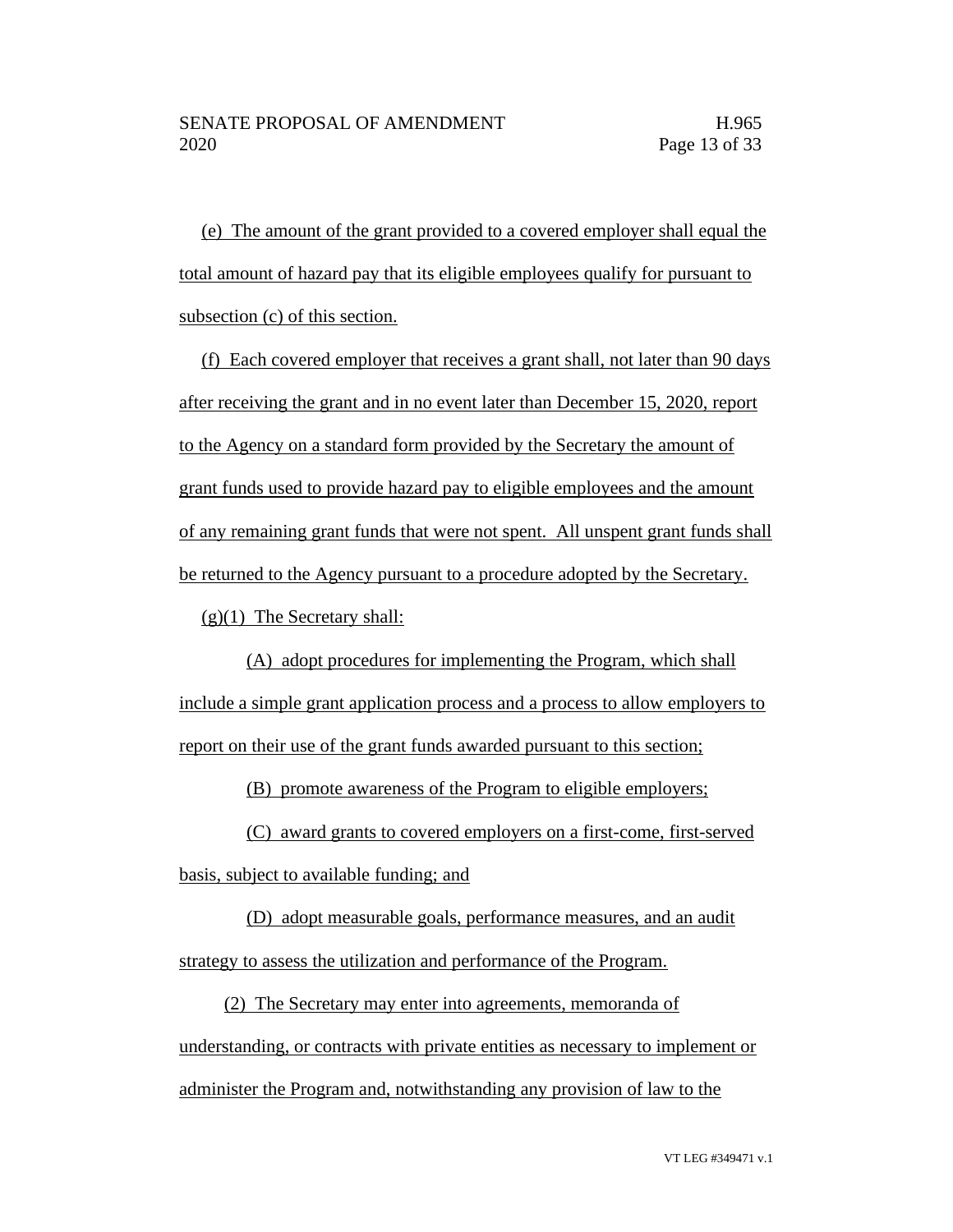(e) The amount of the grant provided to a covered employer shall equal the total amount of hazard pay that its eligible employees qualify for pursuant to subsection (c) of this section.

(f) Each covered employer that receives a grant shall, not later than 90 days after receiving the grant and in no event later than December 15, 2020, report to the Agency on a standard form provided by the Secretary the amount of grant funds used to provide hazard pay to eligible employees and the amount of any remaining grant funds that were not spent. All unspent grant funds shall be returned to the Agency pursuant to a procedure adopted by the Secretary.

(g)(1) The Secretary shall:

(A) adopt procedures for implementing the Program, which shall include a simple grant application process and a process to allow employers to report on their use of the grant funds awarded pursuant to this section;

(B) promote awareness of the Program to eligible employers;

(C) award grants to covered employers on a first-come, first-served basis, subject to available funding; and

(D) adopt measurable goals, performance measures, and an audit strategy to assess the utilization and performance of the Program.

(2) The Secretary may enter into agreements, memoranda of understanding, or contracts with private entities as necessary to implement or administer the Program and, notwithstanding any provision of law to the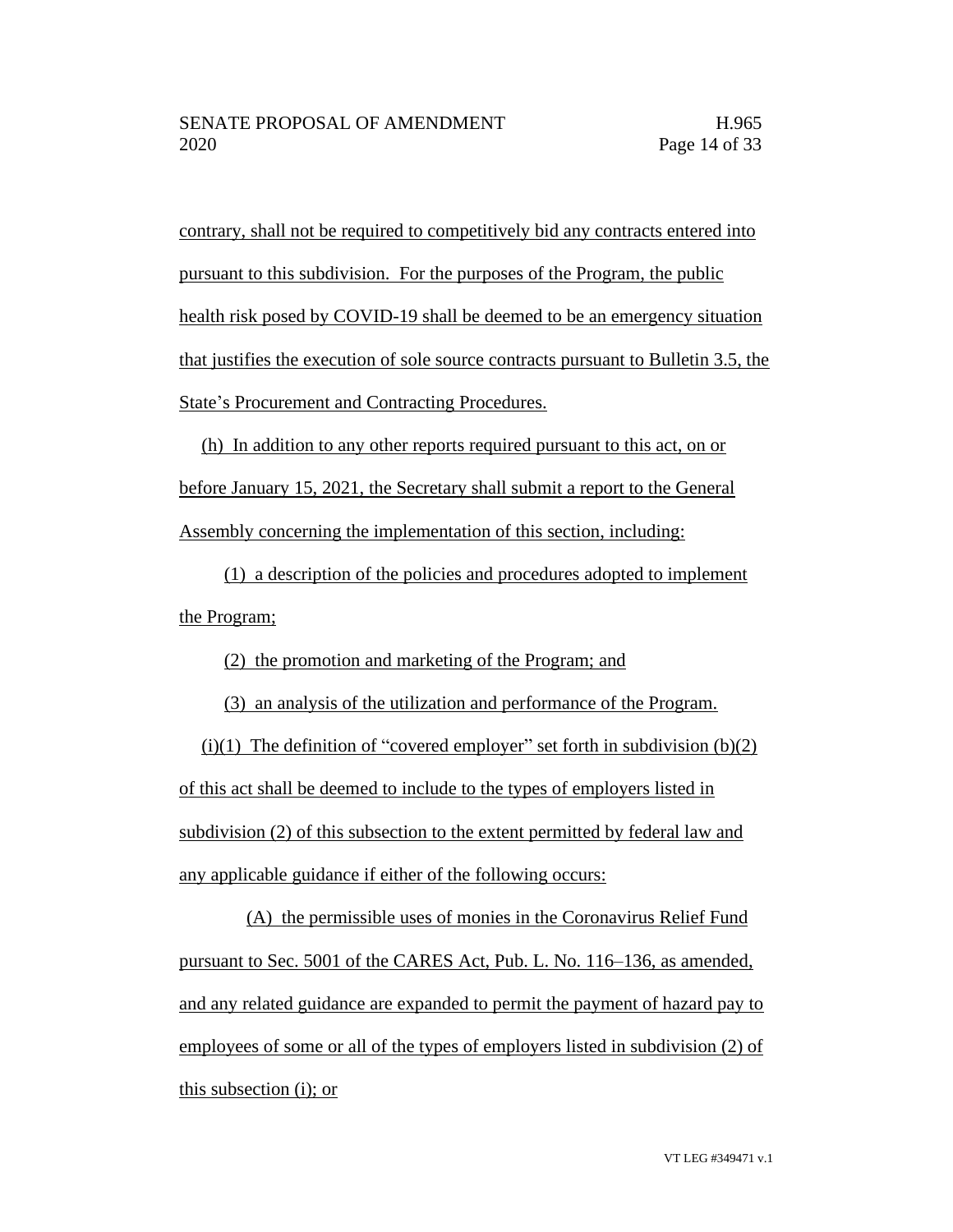contrary, shall not be required to competitively bid any contracts entered into pursuant to this subdivision. For the purposes of the Program, the public health risk posed by COVID-19 shall be deemed to be an emergency situation that justifies the execution of sole source contracts pursuant to Bulletin 3.5, the State's Procurement and Contracting Procedures.

(h) In addition to any other reports required pursuant to this act, on or before January 15, 2021, the Secretary shall submit a report to the General Assembly concerning the implementation of this section, including:

(1) a description of the policies and procedures adopted to implement the Program;

(2) the promotion and marketing of the Program; and

(3) an analysis of the utilization and performance of the Program.

(i)(1) The definition of "covered employer" set forth in subdivision (b)(2) of this act shall be deemed to include to the types of employers listed in subdivision (2) of this subsection to the extent permitted by federal law and any applicable guidance if either of the following occurs:

(A) the permissible uses of monies in the Coronavirus Relief Fund pursuant to Sec. 5001 of the CARES Act, Pub. L. No. 116–136, as amended, and any related guidance are expanded to permit the payment of hazard pay to employees of some or all of the types of employers listed in subdivision (2) of this subsection (i); or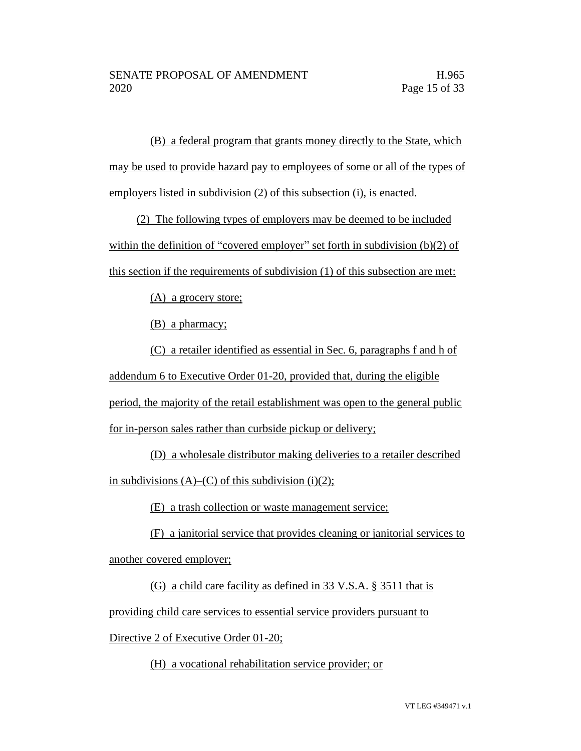(B) a federal program that grants money directly to the State, which may be used to provide hazard pay to employees of some or all of the types of employers listed in subdivision (2) of this subsection (i), is enacted.

(2) The following types of employers may be deemed to be included within the definition of "covered employer" set forth in subdivision (b)(2) of this section if the requirements of subdivision (1) of this subsection are met:

(A) a grocery store;

(B) a pharmacy;

(C) a retailer identified as essential in Sec. 6, paragraphs f and h of addendum 6 to Executive Order 01-20, provided that, during the eligible period, the majority of the retail establishment was open to the general public for in-person sales rather than curbside pickup or delivery;

(D) a wholesale distributor making deliveries to a retailer described in subdivisions (A)–(C) of this subdivision (i)(2);

(E) a trash collection or waste management service;

(F) a janitorial service that provides cleaning or janitorial services to another covered employer;

(G) a child care facility as defined in 33 V.S.A. § 3511 that is providing child care services to essential service providers pursuant to Directive 2 of Executive Order 01-20;

(H) a vocational rehabilitation service provider; or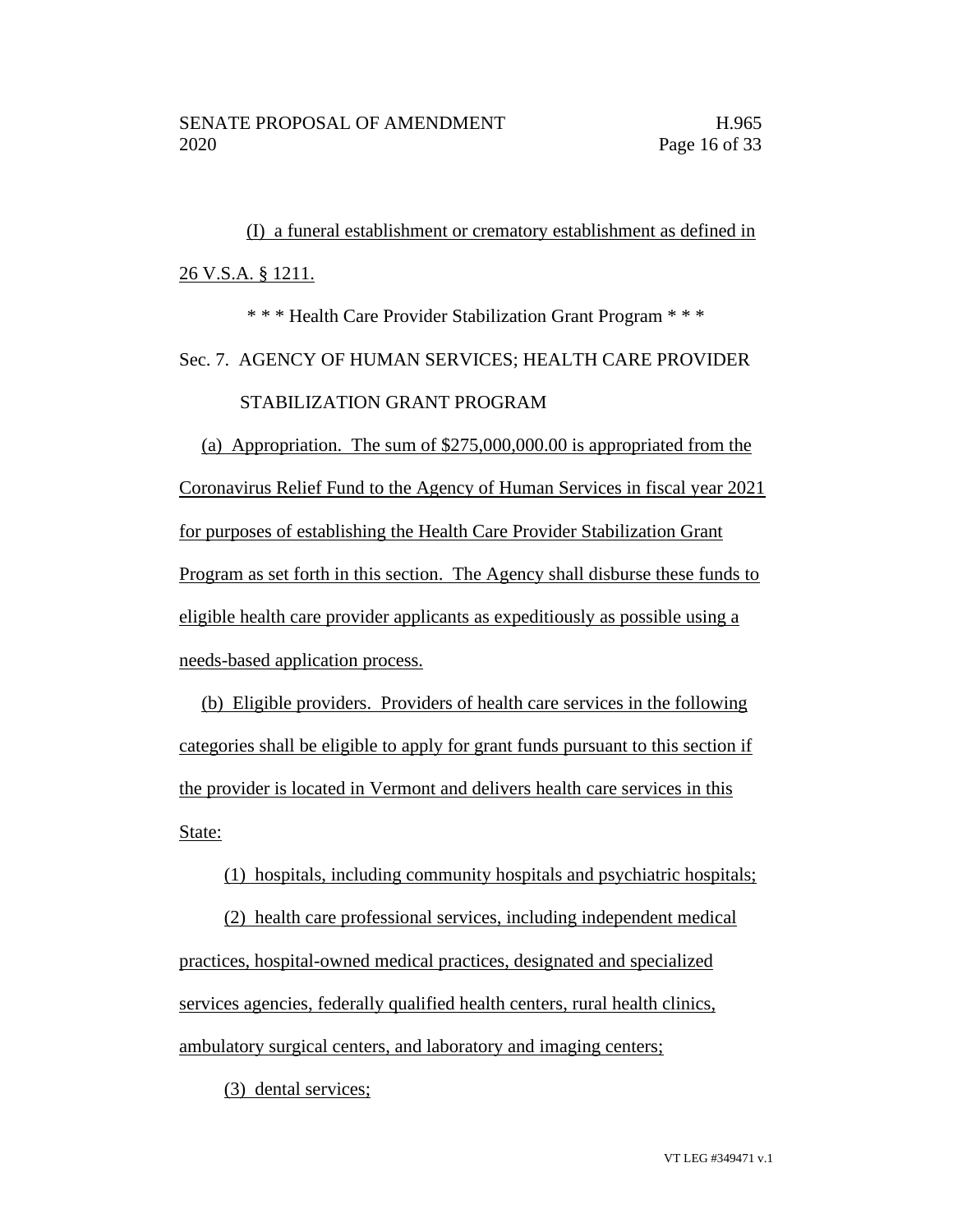(I) a funeral establishment or crematory establishment as defined in 26 V.S.A. § 1211.

\* \* \* Health Care Provider Stabilization Grant Program \* \* \*

Sec. 7. AGENCY OF HUMAN SERVICES; HEALTH CARE PROVIDER STABILIZATION GRANT PROGRAM

(a) Appropriation. The sum of $275,000,000.00 is appropriated from the Coronavirus Relief Fund to the Agency of Human Services in fiscal year 2021 for purposes of establishing the Health Care Provider Stabilization Grant Program as set forth in this section. The Agency shall disburse these funds to eligible health care provider applicants as expeditiously as possible using a needs-based application process.

(b) Eligible providers. Providers of health care services in the following categories shall be eligible to apply for grant funds pursuant to this section if the provider is located in Vermont and delivers health care services in this State:

(1) hospitals, including community hospitals and psychiatric hospitals;

(2) health care professional services, including independent medical practices, hospital-owned medical practices, designated and specialized services agencies, federally qualified health centers, rural health clinics, ambulatory surgical centers, and laboratory and imaging centers;

(3) dental services;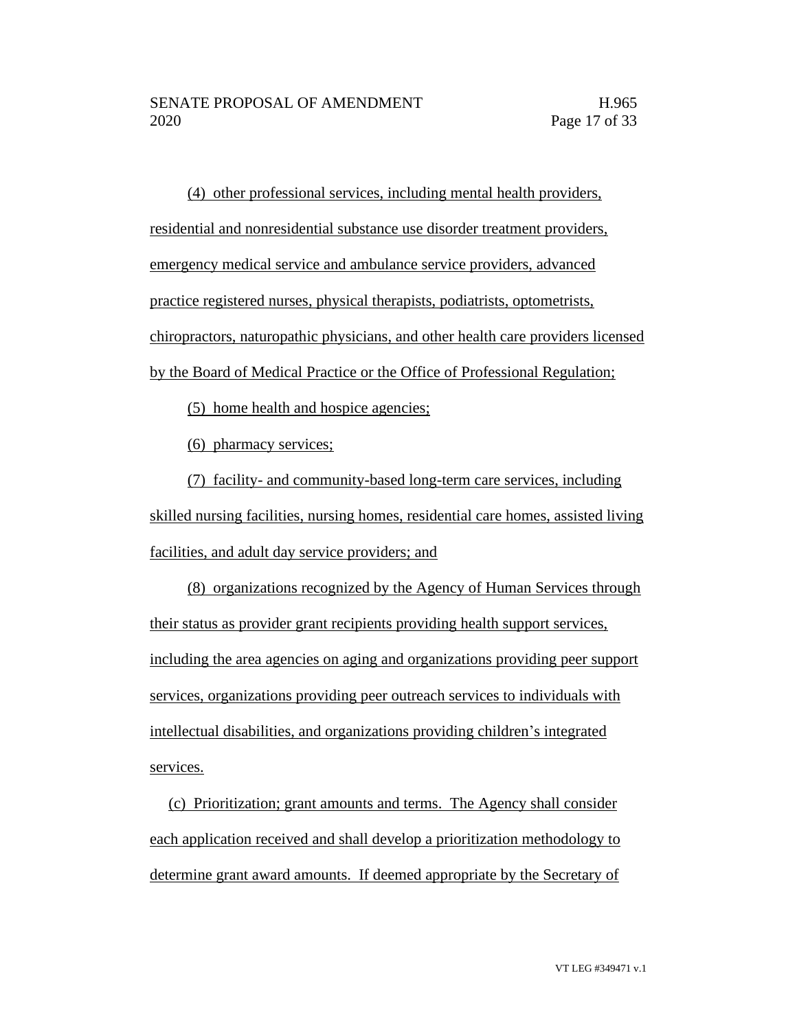(4) other professional services, including mental health providers, residential and nonresidential substance use disorder treatment providers, emergency medical service and ambulance service providers, advanced practice registered nurses, physical therapists, podiatrists, optometrists, chiropractors, naturopathic physicians, and other health care providers licensed by the Board of Medical Practice or the Office of Professional Regulation;

(5) home health and hospice agencies;

(6) pharmacy services;

(7) facility- and community-based long-term care services, including skilled nursing facilities, nursing homes, residential care homes, assisted living facilities, and adult day service providers; and

(8) organizations recognized by the Agency of Human Services through their status as provider grant recipients providing health support services, including the area agencies on aging and organizations providing peer support services, organizations providing peer outreach services to individuals with intellectual disabilities, and organizations providing children's integrated services.

(c) Prioritization; grant amounts and terms. The Agency shall consider each application received and shall develop a prioritization methodology to determine grant award amounts. If deemed appropriate by the Secretary of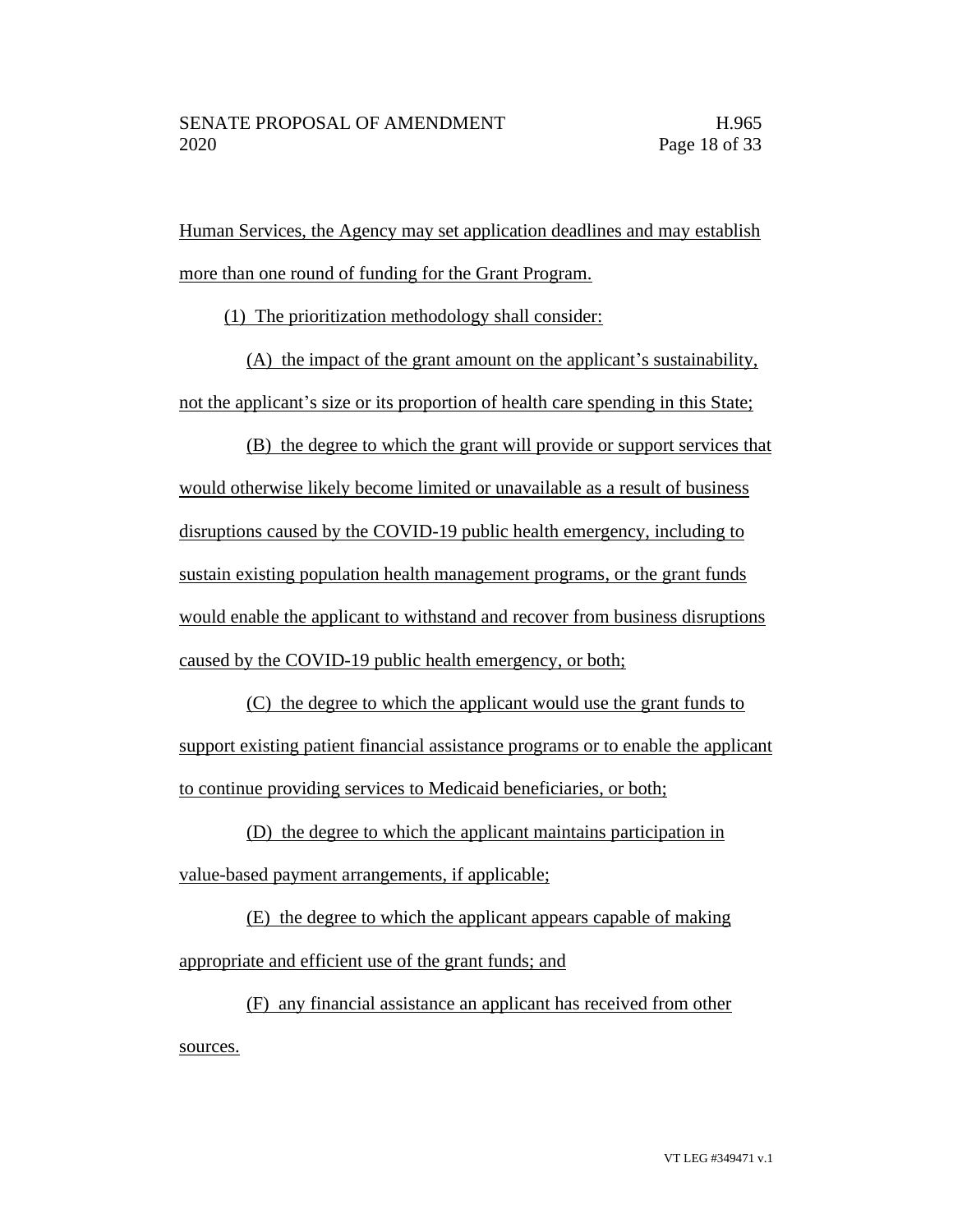Human Services, the Agency may set application deadlines and may establish more than one round of funding for the Grant Program.

(1) The prioritization methodology shall consider:

(A) the impact of the grant amount on the applicant's sustainability, not the applicant's size or its proportion of health care spending in this State;

(B) the degree to which the grant will provide or support services that would otherwise likely become limited or unavailable as a result of business disruptions caused by the COVID-19 public health emergency, including to sustain existing population health management programs, or the grant funds would enable the applicant to withstand and recover from business disruptions caused by the COVID-19 public health emergency, or both;

(C) the degree to which the applicant would use the grant funds to support existing patient financial assistance programs or to enable the applicant to continue providing services to Medicaid beneficiaries, or both;

(D) the degree to which the applicant maintains participation in value-based payment arrangements, if applicable;

(E) the degree to which the applicant appears capable of making appropriate and efficient use of the grant funds; and

(F) any financial assistance an applicant has received from other sources.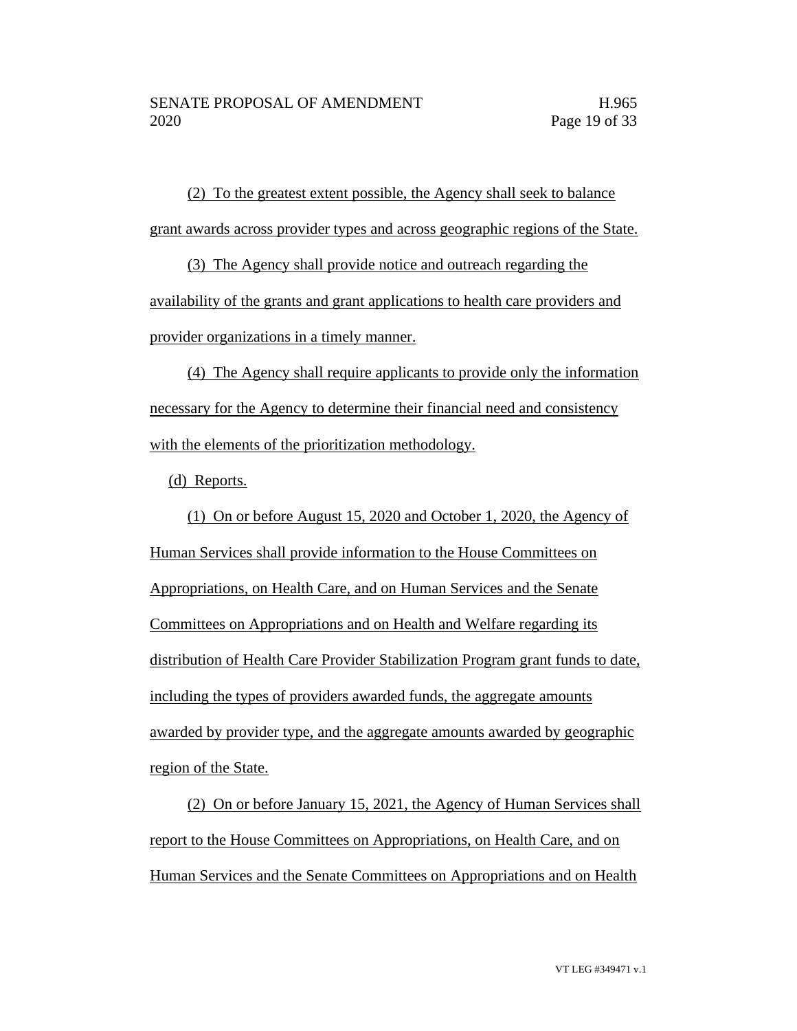(2) To the greatest extent possible, the Agency shall seek to balance grant awards across provider types and across geographic regions of the State.

(3) The Agency shall provide notice and outreach regarding the availability of the grants and grant applications to health care providers and provider organizations in a timely manner.

(4) The Agency shall require applicants to provide only the information necessary for the Agency to determine their financial need and consistency with the elements of the prioritization methodology.

(d) Reports.

(1) On or before August 15, 2020 and October 1, 2020, the Agency of Human Services shall provide information to the House Committees on Appropriations, on Health Care, and on Human Services and the Senate Committees on Appropriations and on Health and Welfare regarding its distribution of Health Care Provider Stabilization Program grant funds to date, including the types of providers awarded funds, the aggregate amounts awarded by provider type, and the aggregate amounts awarded by geographic region of the State.

(2) On or before January 15, 2021, the Agency of Human Services shall report to the House Committees on Appropriations, on Health Care, and on Human Services and the Senate Committees on Appropriations and on Health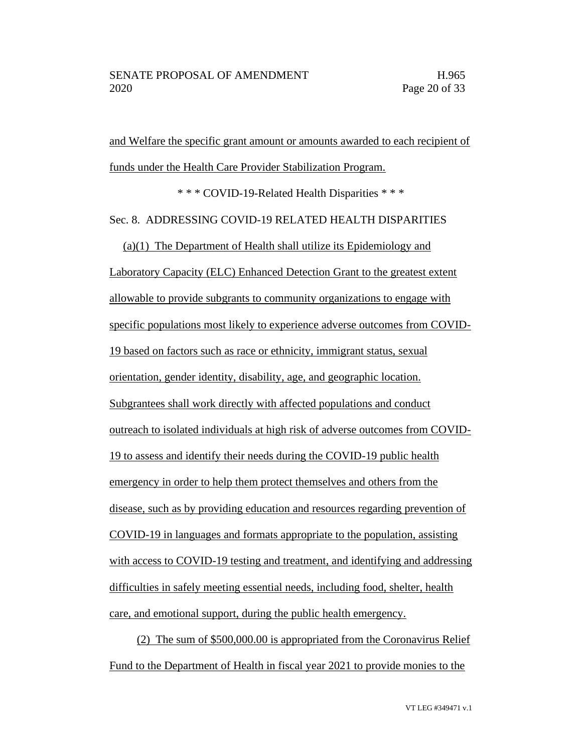and Welfare the specific grant amount or amounts awarded to each recipient of funds under the Health Care Provider Stabilization Program.

\* \* \* COVID-19-Related Health Disparities \* \* \*

Sec. 8. ADDRESSING COVID-19 RELATED HEALTH DISPARITIES

(a)(1) The Department of Health shall utilize its Epidemiology and Laboratory Capacity (ELC) Enhanced Detection Grant to the greatest extent allowable to provide subgrants to community organizations to engage with specific populations most likely to experience adverse outcomes from COVID-19 based on factors such as race or ethnicity, immigrant status, sexual orientation, gender identity, disability, age, and geographic location. Subgrantees shall work directly with affected populations and conduct outreach to isolated individuals at high risk of adverse outcomes from COVID-19 to assess and identify their needs during the COVID-19 public health emergency in order to help them protect themselves and others from the disease, such as by providing education and resources regarding prevention of COVID-19 in languages and formats appropriate to the population, assisting with access to COVID-19 testing and treatment, and identifying and addressing difficulties in safely meeting essential needs, including food, shelter, health care, and emotional support, during the public health emergency.

(2) The sum of $500,000.00 is appropriated from the Coronavirus Relief Fund to the Department of Health in fiscal year 2021 to provide monies to the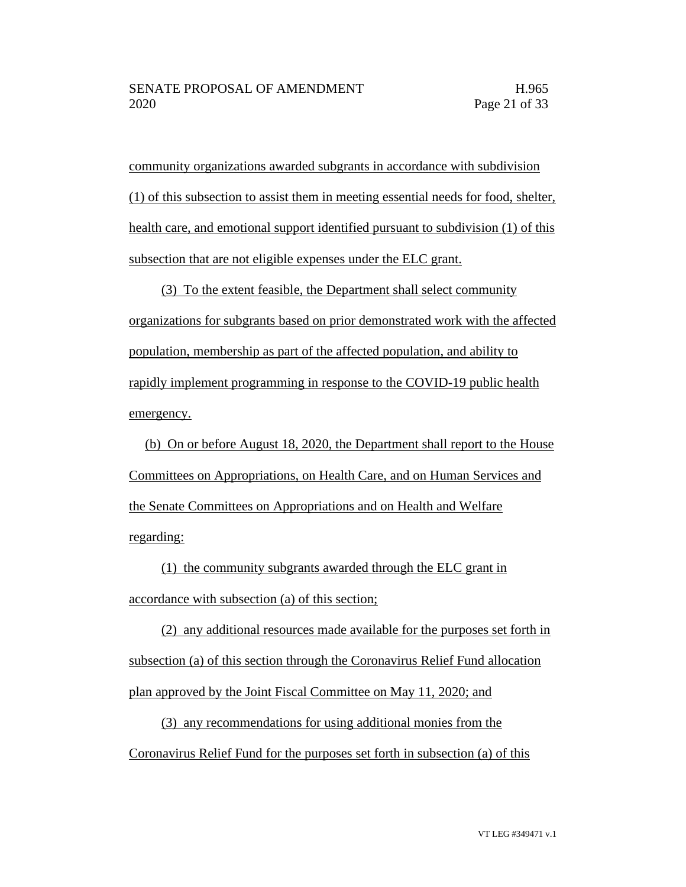community organizations awarded subgrants in accordance with subdivision (1) of this subsection to assist them in meeting essential needs for food, shelter, health care, and emotional support identified pursuant to subdivision (1) of this subsection that are not eligible expenses under the ELC grant.

(3) To the extent feasible, the Department shall select community organizations for subgrants based on prior demonstrated work with the affected population, membership as part of the affected population, and ability to rapidly implement programming in response to the COVID-19 public health emergency.

(b) On or before August 18, 2020, the Department shall report to the House Committees on Appropriations, on Health Care, and on Human Services and the Senate Committees on Appropriations and on Health and Welfare regarding:

(1) the community subgrants awarded through the ELC grant in accordance with subsection (a) of this section;

(2) any additional resources made available for the purposes set forth in subsection (a) of this section through the Coronavirus Relief Fund allocation plan approved by the Joint Fiscal Committee on May 11, 2020; and

(3) any recommendations for using additional monies from the Coronavirus Relief Fund for the purposes set forth in subsection (a) of this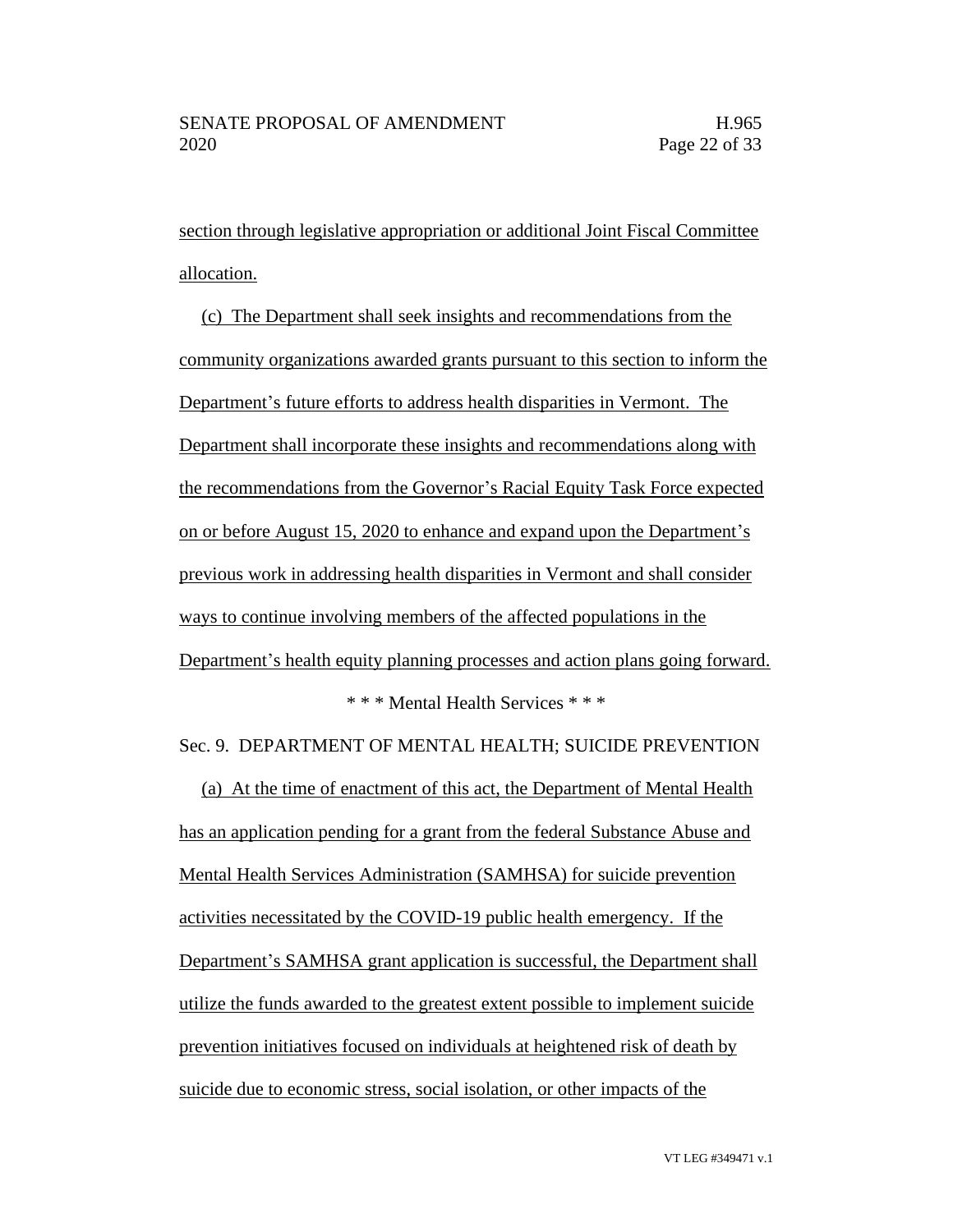section through legislative appropriation or additional Joint Fiscal Committee allocation.

(c) The Department shall seek insights and recommendations from the community organizations awarded grants pursuant to this section to inform the Department's future efforts to address health disparities in Vermont. The Department shall incorporate these insights and recommendations along with the recommendations from the Governor's Racial Equity Task Force expected on or before August 15, 2020 to enhance and expand upon the Department's previous work in addressing health disparities in Vermont and shall consider ways to continue involving members of the affected populations in the Department's health equity planning processes and action plans going forward.

\* \* \* Mental Health Services \* \* \*

Sec. 9. DEPARTMENT OF MENTAL HEALTH; SUICIDE PREVENTION

(a) At the time of enactment of this act, the Department of Mental Health has an application pending for a grant from the federal Substance Abuse and Mental Health Services Administration (SAMHSA) for suicide prevention activities necessitated by the COVID-19 public health emergency. If the Department's SAMHSA grant application is successful, the Department shall utilize the funds awarded to the greatest extent possible to implement suicide prevention initiatives focused on individuals at heightened risk of death by suicide due to economic stress, social isolation, or other impacts of the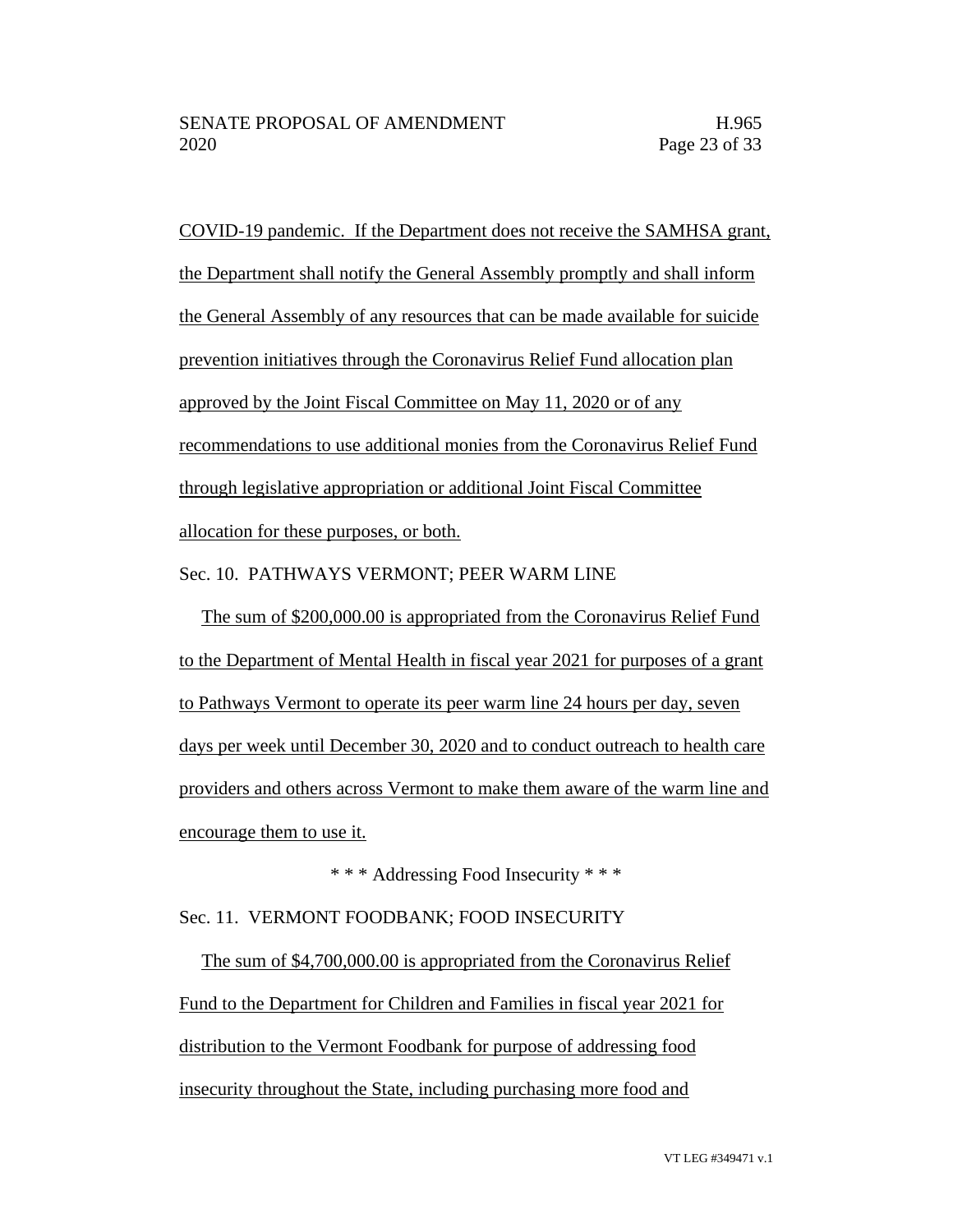COVID-19 pandemic. If the Department does not receive the SAMHSA grant, the Department shall notify the General Assembly promptly and shall inform the General Assembly of any resources that can be made available for suicide prevention initiatives through the Coronavirus Relief Fund allocation plan approved by the Joint Fiscal Committee on May 11, 2020 or of any recommendations to use additional monies from the Coronavirus Relief Fund through legislative appropriation or additional Joint Fiscal Committee allocation for these purposes, or both.

Sec. 10. PATHWAYS VERMONT; PEER WARM LINE

The sum of $200,000.00 is appropriated from the Coronavirus Relief Fund to the Department of Mental Health in fiscal year 2021 for purposes of a grant to Pathways Vermont to operate its peer warm line 24 hours per day, seven days per week until December 30, 2020 and to conduct outreach to health care providers and others across Vermont to make them aware of the warm line and encourage them to use it.

\* \* \* Addressing Food Insecurity \* \* \*

Sec. 11. VERMONT FOODBANK; FOOD INSECURITY

The sum of $4,700,000.00 is appropriated from the Coronavirus Relief Fund to the Department for Children and Families in fiscal year 2021 for distribution to the Vermont Foodbank for purpose of addressing food insecurity throughout the State, including purchasing more food and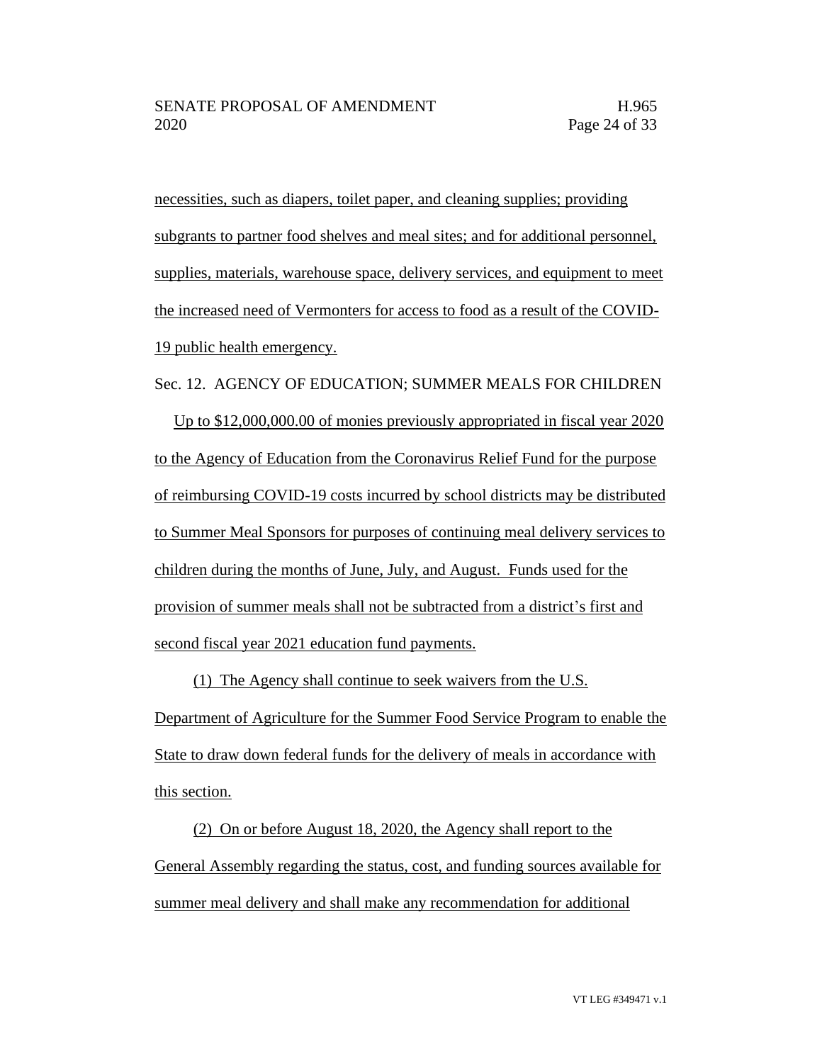necessities, such as diapers, toilet paper, and cleaning supplies; providing subgrants to partner food shelves and meal sites; and for additional personnel, supplies, materials, warehouse space, delivery services, and equipment to meet the increased need of Vermonters for access to food as a result of the COVID-19 public health emergency.

Sec. 12. AGENCY OF EDUCATION; SUMMER MEALS FOR CHILDREN

Up to $12,000,000.00 of monies previously appropriated in fiscal year 2020 to the Agency of Education from the Coronavirus Relief Fund for the purpose of reimbursing COVID-19 costs incurred by school districts may be distributed to Summer Meal Sponsors for purposes of continuing meal delivery services to children during the months of June, July, and August. Funds used for the provision of summer meals shall not be subtracted from a district's first and second fiscal year 2021 education fund payments.

(1) The Agency shall continue to seek waivers from the U.S. Department of Agriculture for the Summer Food Service Program to enable the State to draw down federal funds for the delivery of meals in accordance with this section.

(2) On or before August 18, 2020, the Agency shall report to the General Assembly regarding the status, cost, and funding sources available for summer meal delivery and shall make any recommendation for additional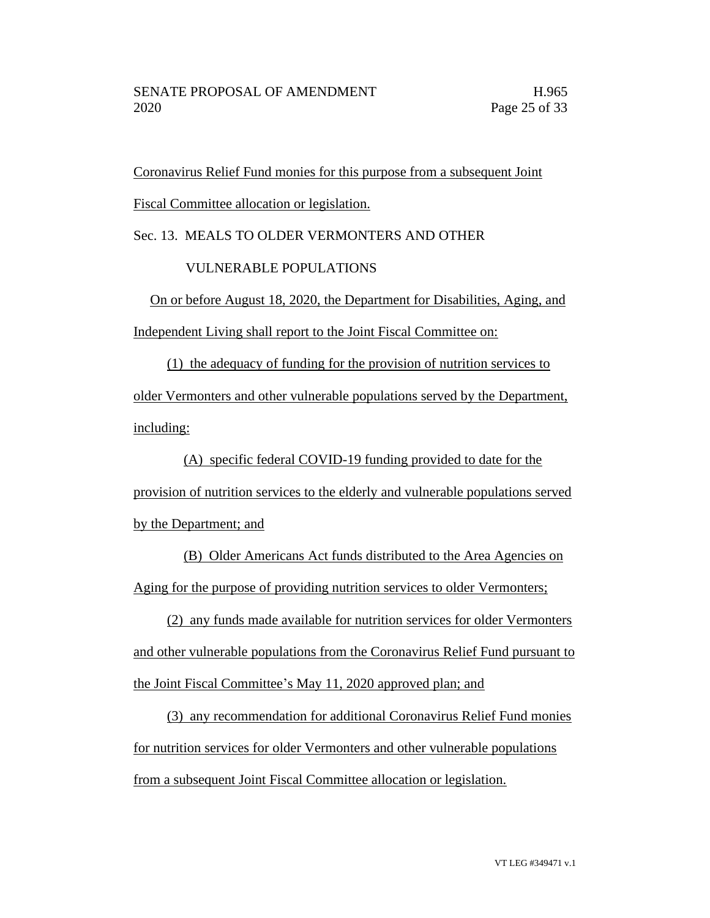Coronavirus Relief Fund monies for this purpose from a subsequent Joint Fiscal Committee allocation or legislation.

Sec. 13. MEALS TO OLDER VERMONTERS AND OTHER VULNERABLE POPULATIONS

On or before August 18, 2020, the Department for Disabilities, Aging, and Independent Living shall report to the Joint Fiscal Committee on:

(1) the adequacy of funding for the provision of nutrition services to older Vermonters and other vulnerable populations served by the Department, including:

(A) specific federal COVID-19 funding provided to date for the provision of nutrition services to the elderly and vulnerable populations served by the Department; and

(B) Older Americans Act funds distributed to the Area Agencies on Aging for the purpose of providing nutrition services to older Vermonters;

(2) any funds made available for nutrition services for older Vermonters and other vulnerable populations from the Coronavirus Relief Fund pursuant to the Joint Fiscal Committee's May 11, 2020 approved plan; and

(3) any recommendation for additional Coronavirus Relief Fund monies for nutrition services for older Vermonters and other vulnerable populations from a subsequent Joint Fiscal Committee allocation or legislation.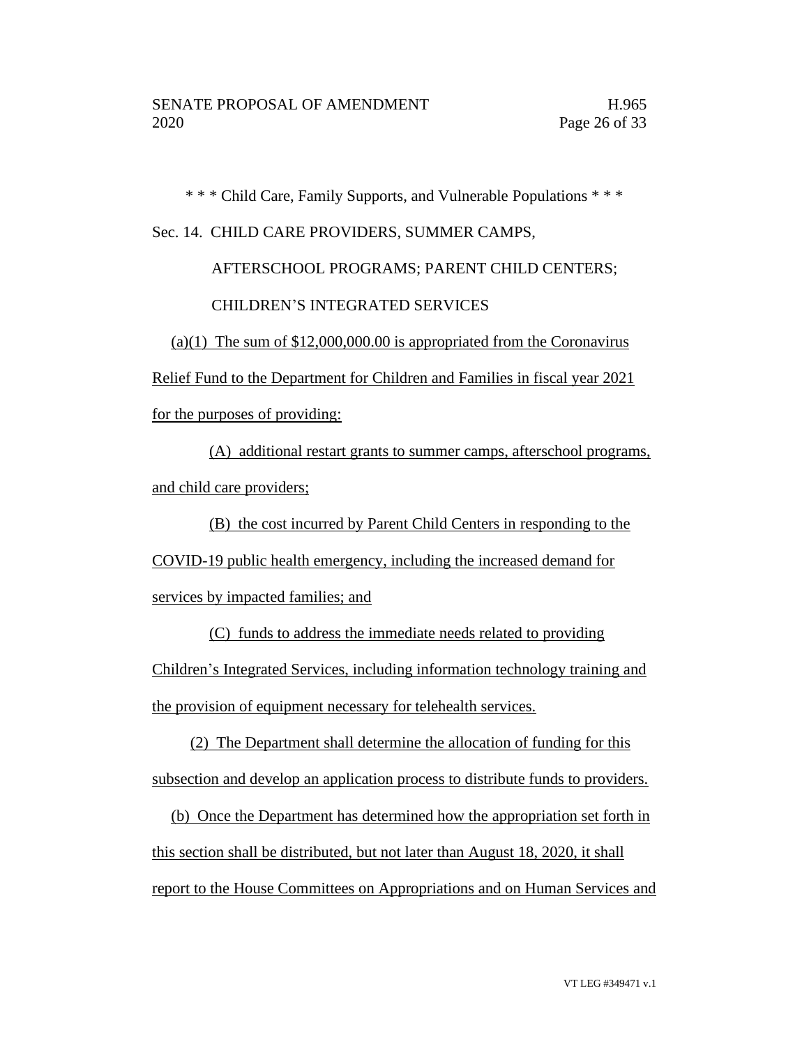\* \* \* Child Care, Family Supports, and Vulnerable Populations \* \* \*

Sec. 14. CHILD CARE PROVIDERS, SUMMER CAMPS, AFTERSCHOOL PROGRAMS; PARENT CHILD CENTERS; CHILDREN'S INTEGRATED SERVICES

(a)(1) The sum of $12,000,000.00 is appropriated from the Coronavirus Relief Fund to the Department for Children and Families in fiscal year 2021 for the purposes of providing:

(A) additional restart grants to summer camps, afterschool programs, and child care providers;

(B) the cost incurred by Parent Child Centers in responding to the COVID-19 public health emergency, including the increased demand for services by impacted families; and

(C) funds to address the immediate needs related to providing Children's Integrated Services, including information technology training and the provision of equipment necessary for telehealth services.

(2) The Department shall determine the allocation of funding for this subsection and develop an application process to distribute funds to providers.

(b) Once the Department has determined how the appropriation set forth in this section shall be distributed, but not later than August 18, 2020, it shall report to the House Committees on Appropriations and on Human Services and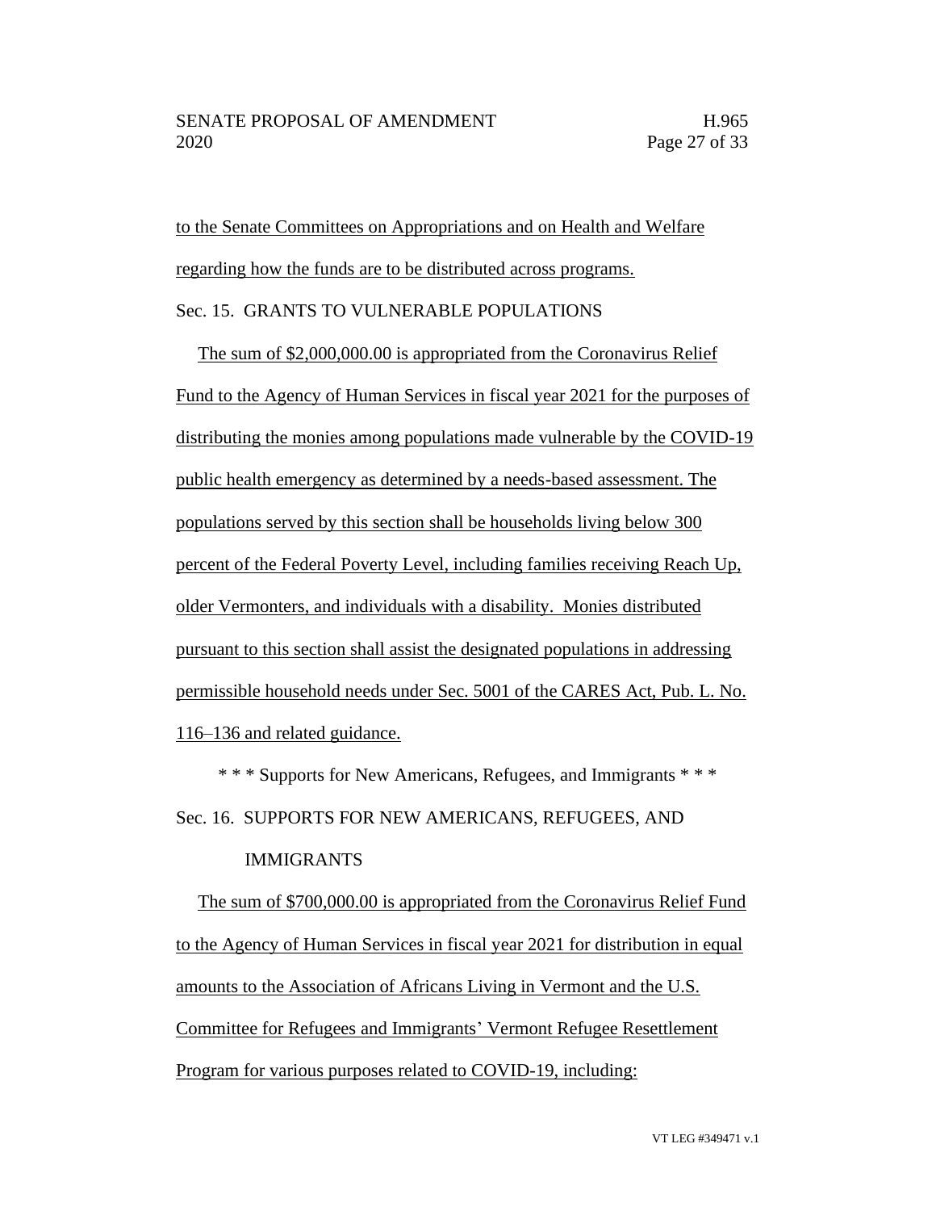to the Senate Committees on Appropriations and on Health and Welfare regarding how the funds are to be distributed across programs.

Sec. 15. GRANTS TO VULNERABLE POPULATIONS

The sum of $2,000,000.00 is appropriated from the Coronavirus Relief Fund to the Agency of Human Services in fiscal year 2021 for the purposes of distributing the monies among populations made vulnerable by the COVID-19 public health emergency as determined by a needs-based assessment. The populations served by this section shall be households living below 300 percent of the Federal Poverty Level, including families receiving Reach Up, older Vermonters, and individuals with a disability. Monies distributed pursuant to this section shall assist the designated populations in addressing permissible household needs under Sec. 5001 of the CARES Act, Pub. L. No. 116–136 and related guidance.

\* \* \* Supports for New Americans, Refugees, and Immigrants \* \* \*

Sec. 16. SUPPORTS FOR NEW AMERICANS, REFUGEES, AND IMMIGRANTS

The sum of $700,000.00 is appropriated from the Coronavirus Relief Fund to the Agency of Human Services in fiscal year 2021 for distribution in equal amounts to the Association of Africans Living in Vermont and the U.S. Committee for Refugees and Immigrants' Vermont Refugee Resettlement Program for various purposes related to COVID-19, including: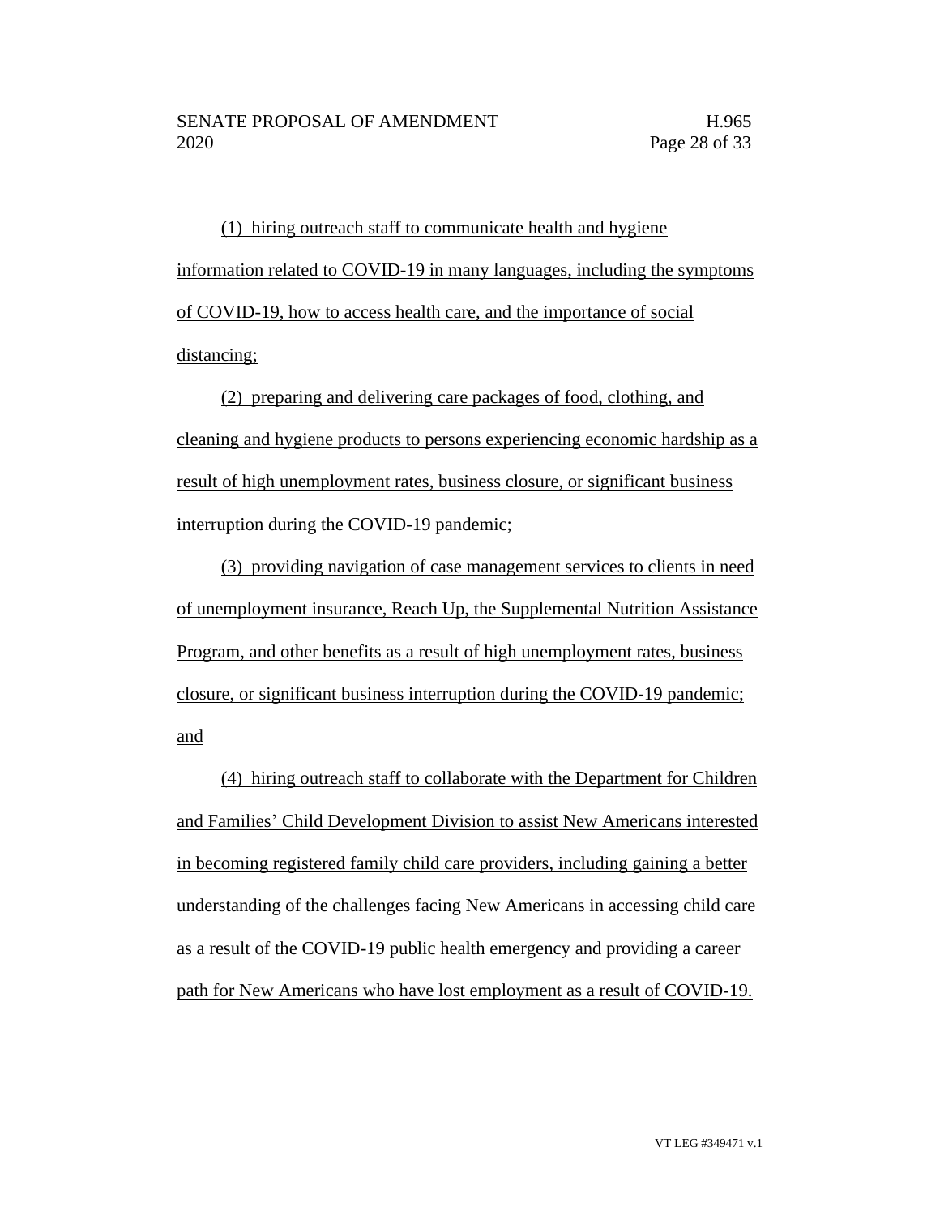(1) hiring outreach staff to communicate health and hygiene information related to COVID-19 in many languages, including the symptoms of COVID-19, how to access health care, and the importance of social distancing;

(2) preparing and delivering care packages of food, clothing, and cleaning and hygiene products to persons experiencing economic hardship as a result of high unemployment rates, business closure, or significant business interruption during the COVID-19 pandemic;

(3) providing navigation of case management services to clients in need of unemployment insurance, Reach Up, the Supplemental Nutrition Assistance Program, and other benefits as a result of high unemployment rates, business closure, or significant business interruption during the COVID-19 pandemic; and

(4) hiring outreach staff to collaborate with the Department for Children and Families' Child Development Division to assist New Americans interested in becoming registered family child care providers, including gaining a better understanding of the challenges facing New Americans in accessing child care as a result of the COVID-19 public health emergency and providing a career path for New Americans who have lost employment as a result of COVID-19.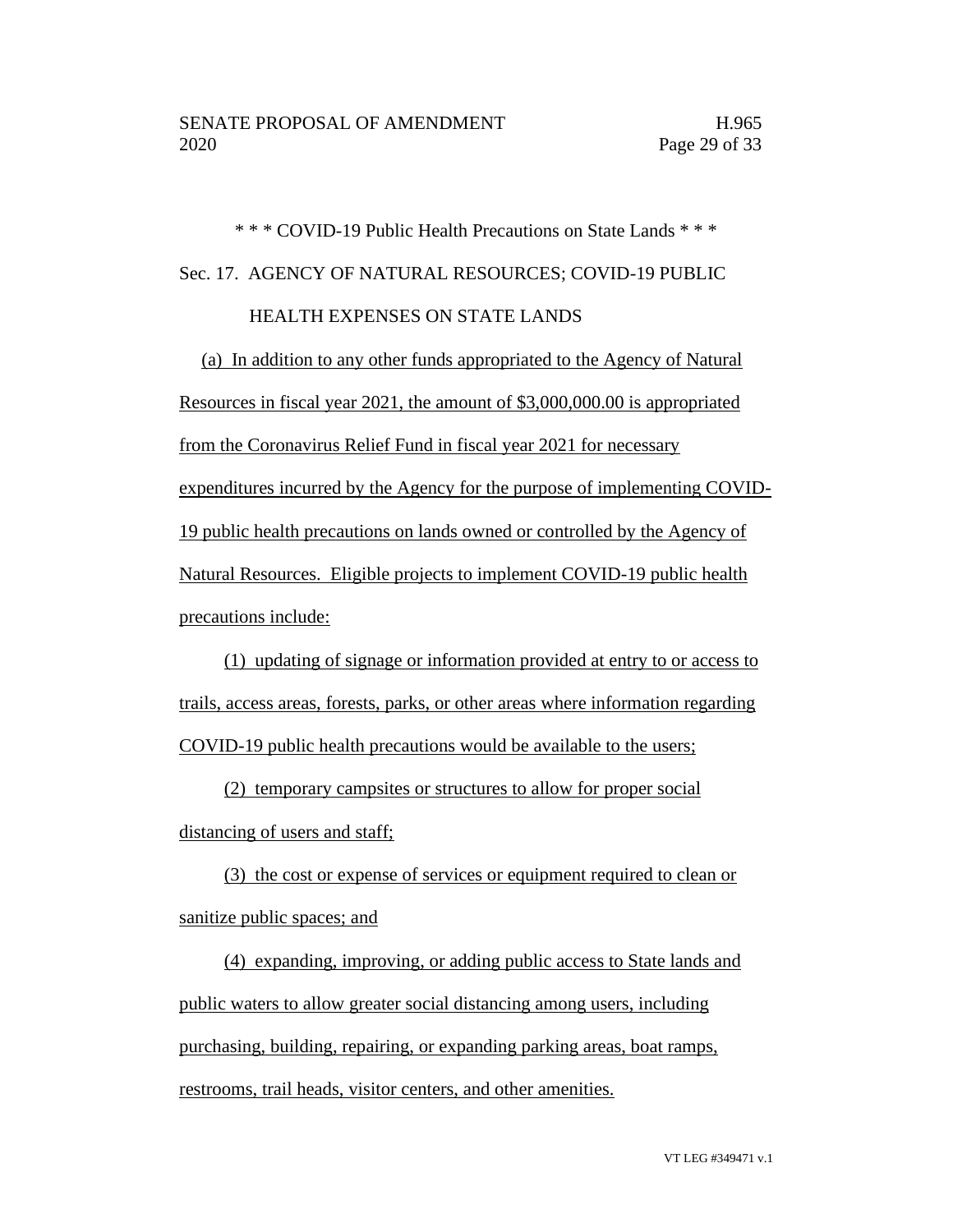\* \* \* COVID-19 Public Health Precautions on State Lands \* \* \*

Sec. 17. AGENCY OF NATURAL RESOURCES; COVID-19 PUBLIC HEALTH EXPENSES ON STATE LANDS

(a) In addition to any other funds appropriated to the Agency of Natural Resources in fiscal year 2021, the amount of $3,000,000.00 is appropriated from the Coronavirus Relief Fund in fiscal year 2021 for necessary expenditures incurred by the Agency for the purpose of implementing COVID-19 public health precautions on lands owned or controlled by the Agency of Natural Resources. Eligible projects to implement COVID-19 public health precautions include:

(1) updating of signage or information provided at entry to or access to trails, access areas, forests, parks, or other areas where information regarding COVID-19 public health precautions would be available to the users;

(2) temporary campsites or structures to allow for proper social distancing of users and staff;

(3) the cost or expense of services or equipment required to clean or sanitize public spaces; and

(4) expanding, improving, or adding public access to State lands and public waters to allow greater social distancing among users, including purchasing, building, repairing, or expanding parking areas, boat ramps, restrooms, trail heads, visitor centers, and other amenities.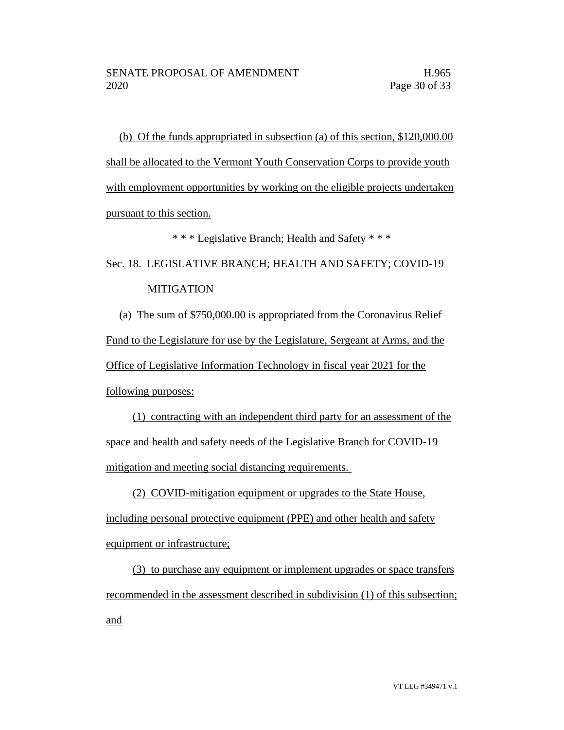(b) Of the funds appropriated in subsection (a) of this section, $120,000.00 shall be allocated to the Vermont Youth Conservation Corps to provide youth with employment opportunities by working on the eligible projects undertaken pursuant to this section.

\* \* \* Legislative Branch; Health and Safety \* \* \*

Sec. 18. LEGISLATIVE BRANCH; HEALTH AND SAFETY; COVID-19 MITIGATION

(a) The sum of $750,000.00 is appropriated from the Coronavirus Relief Fund to the Legislature for use by the Legislature, Sergeant at Arms, and the Office of Legislative Information Technology in fiscal year 2021 for the following purposes:

(1) contracting with an independent third party for an assessment of the space and health and safety needs of the Legislative Branch for COVID-19 mitigation and meeting social distancing requirements.

(2) COVID-mitigation equipment or upgrades to the State House, including personal protective equipment (PPE) and other health and safety equipment or infrastructure;

(3) to purchase any equipment or implement upgrades or space transfers recommended in the assessment described in subdivision (1) of this subsection; and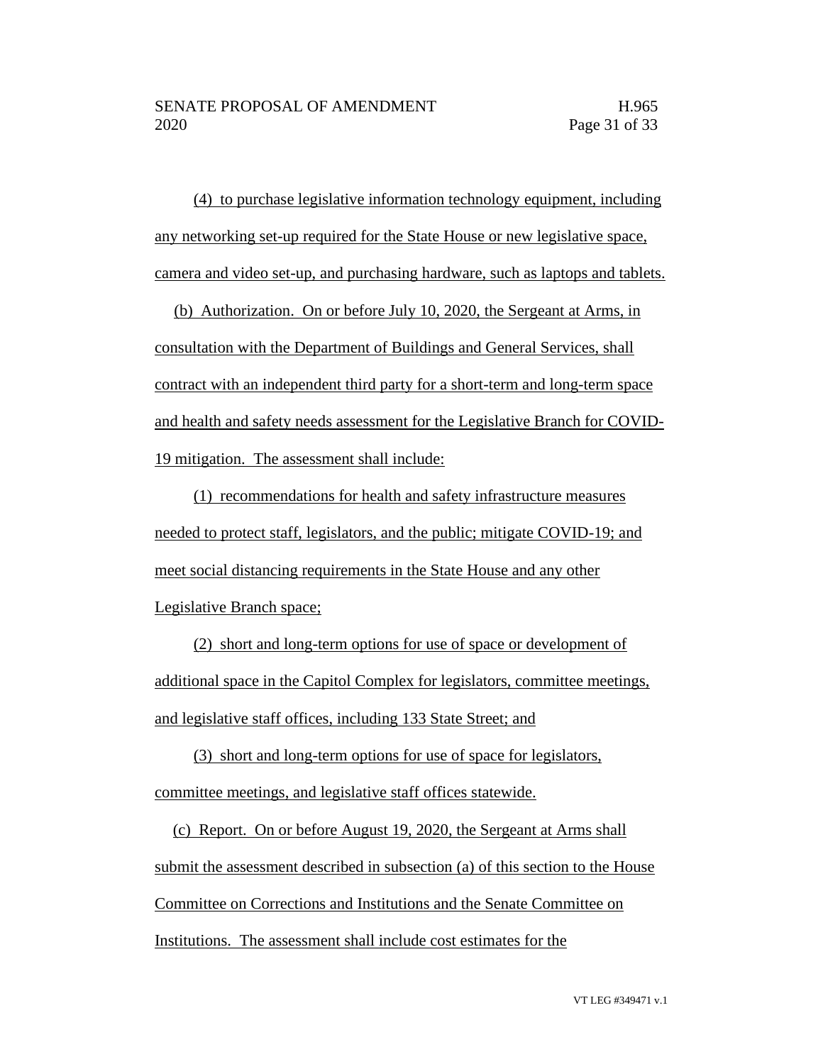(4) to purchase legislative information technology equipment, including any networking set-up required for the State House or new legislative space, camera and video set-up, and purchasing hardware, such as laptops and tablets.

(b) Authorization. On or before July 10, 2020, the Sergeant at Arms, in consultation with the Department of Buildings and General Services, shall contract with an independent third party for a short-term and long-term space and health and safety needs assessment for the Legislative Branch for COVID-19 mitigation. The assessment shall include:

(1) recommendations for health and safety infrastructure measures needed to protect staff, legislators, and the public; mitigate COVID-19; and meet social distancing requirements in the State House and any other Legislative Branch space;

(2) short and long-term options for use of space or development of additional space in the Capitol Complex for legislators, committee meetings, and legislative staff offices, including 133 State Street; and

(3) short and long-term options for use of space for legislators, committee meetings, and legislative staff offices statewide.

(c) Report. On or before August 19, 2020, the Sergeant at Arms shall submit the assessment described in subsection (a) of this section to the House Committee on Corrections and Institutions and the Senate Committee on Institutions. The assessment shall include cost estimates for the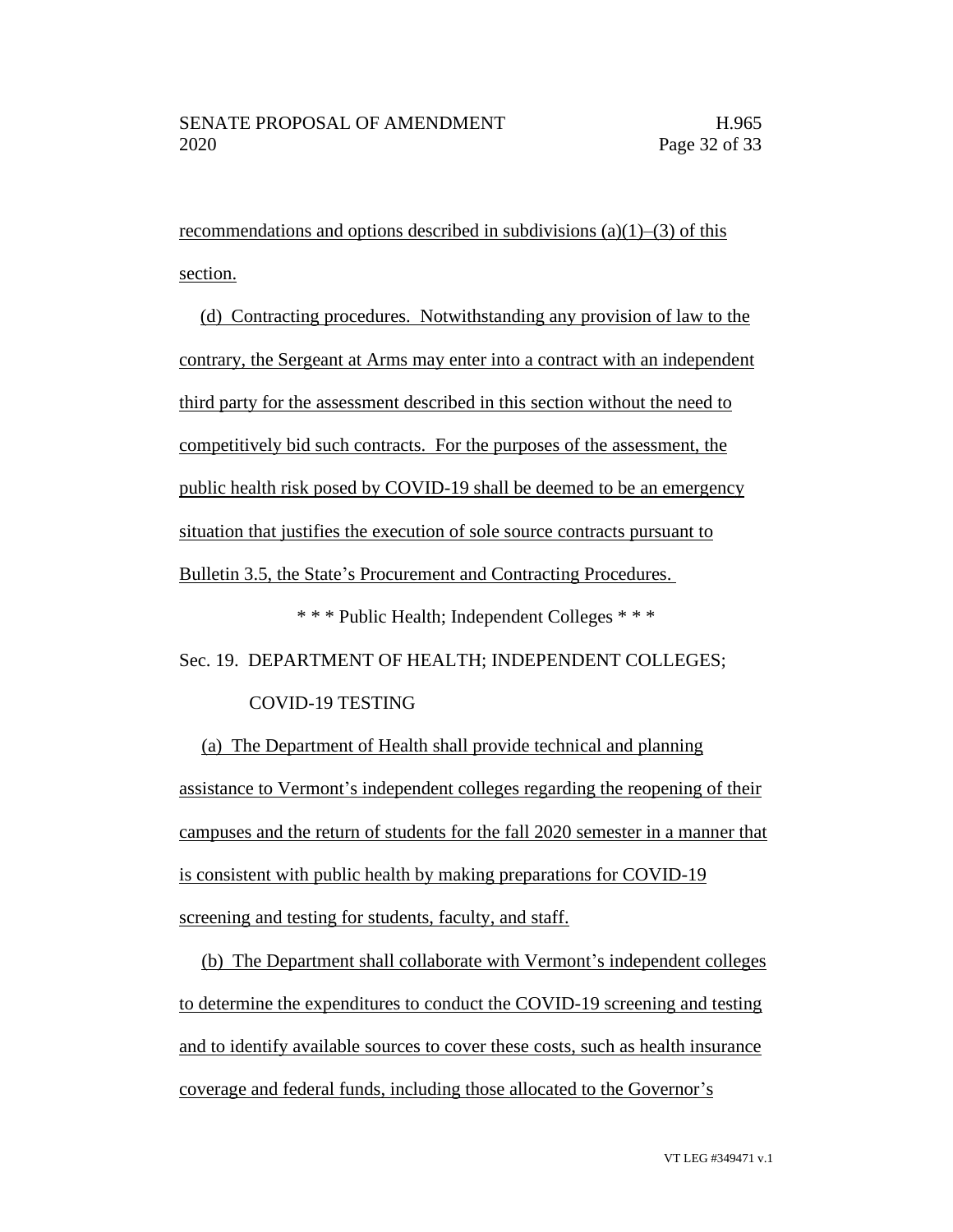recommendations and options described in subdivisions (a)(1)–(3) of this section.

(d) Contracting procedures. Notwithstanding any provision of law to the contrary, the Sergeant at Arms may enter into a contract with an independent third party for the assessment described in this section without the need to competitively bid such contracts. For the purposes of the assessment, the public health risk posed by COVID-19 shall be deemed to be an emergency situation that justifies the execution of sole source contracts pursuant to Bulletin 3.5, the State's Procurement and Contracting Procedures.

\* \* \* Public Health; Independent Colleges \* \* \*

Sec. 19. DEPARTMENT OF HEALTH; INDEPENDENT COLLEGES; COVID-19 TESTING

(a) The Department of Health shall provide technical and planning assistance to Vermont's independent colleges regarding the reopening of their campuses and the return of students for the fall 2020 semester in a manner that is consistent with public health by making preparations for COVID-19 screening and testing for students, faculty, and staff.

(b) The Department shall collaborate with Vermont's independent colleges to determine the expenditures to conduct the COVID-19 screening and testing and to identify available sources to cover these costs, such as health insurance coverage and federal funds, including those allocated to the Governor's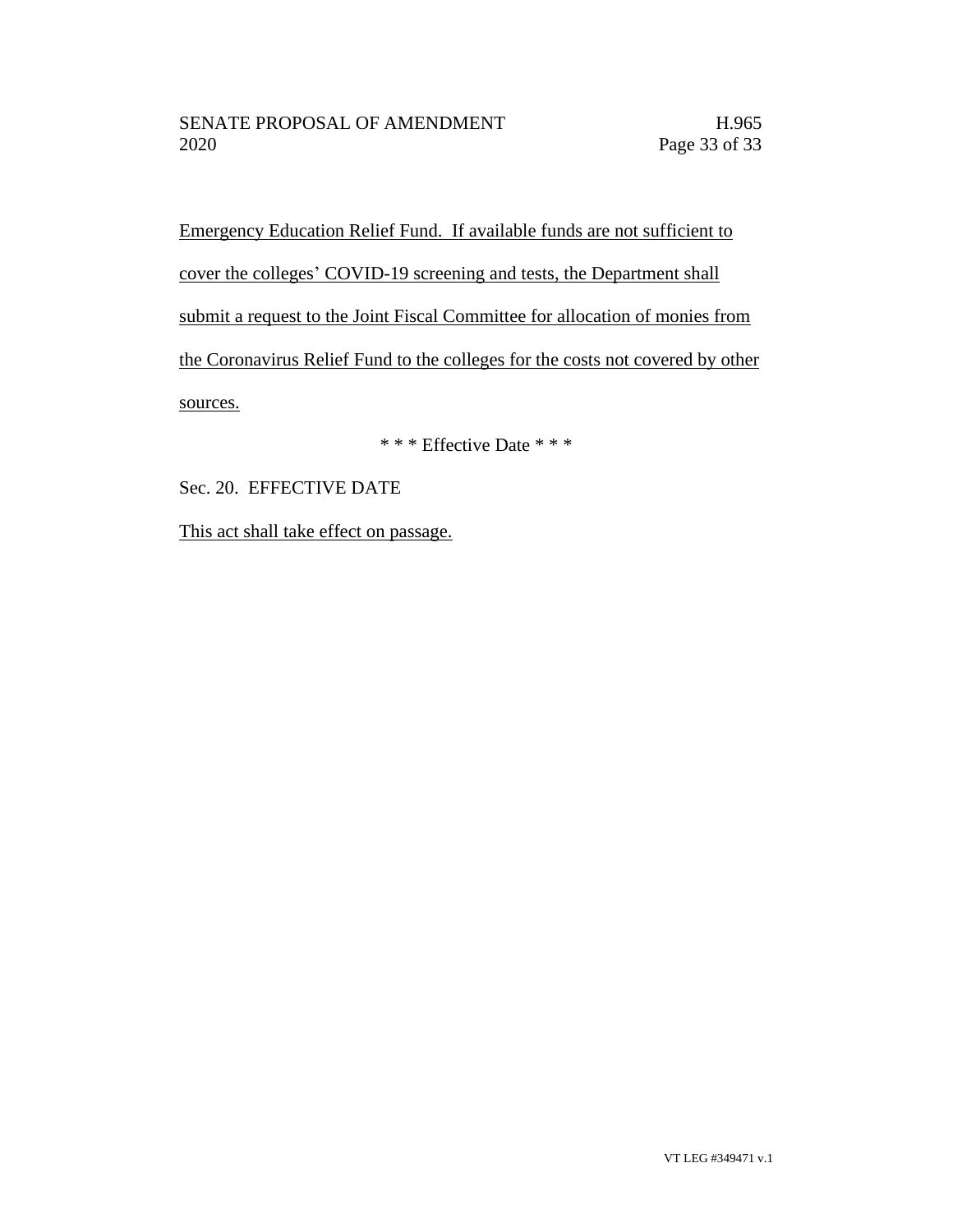Emergency Education Relief Fund. If available funds are not sufficient to cover the colleges' COVID-19 screening and tests, the Department shall submit a request to the Joint Fiscal Committee for allocation of monies from the Coronavirus Relief Fund to the colleges for the costs not covered by other sources.

\* \* \* Effective Date \* \* \*

Sec. 20. EFFECTIVE DATE

This act shall take effect on passage.